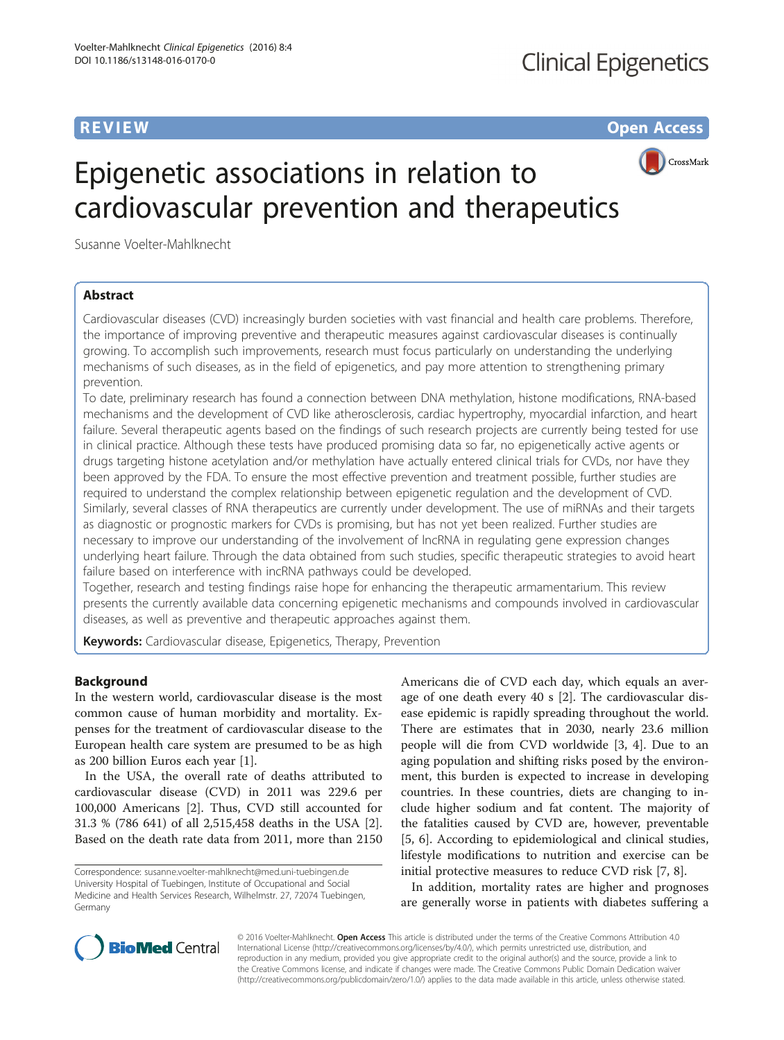**REVIEW** **Open Access**

# Epigenetic associations in relation to cardiovascular prevention and therapeutics

Susanne Voelter-Mahlknecht

## Abstract

Cardiovascular diseases (CVD) increasingly burden societies with vast financial and health care problems. Therefore, the importance of improving preventive and therapeutic measures against cardiovascular diseases is continually growing. To accomplish such improvements, research must focus particularly on understanding the underlying mechanisms of such diseases, as in the field of epigenetics, and pay more attention to strengthening primary prevention.

To date, preliminary research has found a connection between DNA methylation, histone modifications, RNA-based mechanisms and the development of CVD like atherosclerosis, cardiac hypertrophy, myocardial infarction, and heart failure. Several therapeutic agents based on the findings of such research projects are currently being tested for use in clinical practice. Although these tests have produced promising data so far, no epigenetically active agents or drugs targeting histone acetylation and/or methylation have actually entered clinical trials for CVDs, nor have they been approved by the FDA. To ensure the most effective prevention and treatment possible, further studies are required to understand the complex relationship between epigenetic regulation and the development of CVD. Similarly, several classes of RNA therapeutics are currently under development. The use of miRNAs and their targets as diagnostic or prognostic markers for CVDs is promising, but has not yet been realized. Further studies are necessary to improve our understanding of the involvement of lncRNA in regulating gene expression changes underlying heart failure. Through the data obtained from such studies, specific therapeutic strategies to avoid heart failure based on interference with incRNA pathways could be developed.

Together, research and testing findings raise hope for enhancing the therapeutic armamentarium. This review presents the currently available data concerning epigenetic mechanisms and compounds involved in cardiovascular diseases, as well as preventive and therapeutic approaches against them.

**Keywords:** Cardiovascular disease, Epigenetics, Therapy, Prevention

## Background

In the western world, cardiovascular disease is the most common cause of human morbidity and mortality. Expenses for the treatment of cardiovascular disease to the European health care system are presumed to be as high as 200 billion Euros each year [1].

In the USA, the overall rate of deaths attributed to cardiovascular disease (CVD) in 2011 was 229.6 per 100,000 Americans [2]. Thus, CVD still accounted for 31.3 % (786 641) of all 2,515,458 deaths in the USA [2]. Based on the death rate data from 2011, more than 2150 Americans die of CVD each day, which equals an average of one death every 40 s [2]. The cardiovascular disease epidemic is rapidly spreading throughout the world. There are estimates that in 2030, nearly 23.6 million people will die from CVD worldwide [3, 4]. Due to an aging population and shifting risks posed by the environment, this burden is expected to increase in developing countries. In these countries, diets are changing to include higher sodium and fat content. The majority of the fatalities caused by CVD are, however, preventable [5, 6]. According to epidemiological and clinical studies, lifestyle modifications to nutrition and exercise can be initial protective measures to reduce CVD risk [7, 8].

In addition, mortality rates are higher and prognoses are generally worse in patients with diabetes suffering a

Correspondence: susanne.voelter-mahlknecht@med.uni-tuebingen.de
University Hospital of Tuebingen, Institute of Occupational and Social Medicine and Health Services Research, Wilhelmstr. 27, 72074 Tuebingen, Germany

© 2016 Voelter-Mahlknecht. **Open Access** This article is distributed under the terms of the Creative Commons Attribution 4.0 International License (http://creativecommons.org/licenses/by/4.0/), which permits unrestricted use, distribution, and reproduction in any medium, provided you give appropriate credit to the original author(s) and the source, provide a link to the Creative Commons license, and indicate if changes were made. The Creative Commons Public Domain Dedication waiver (http://creativecommons.org/publicdomain/zero/1.0/) applies to the data made available in this article, unless otherwise stated.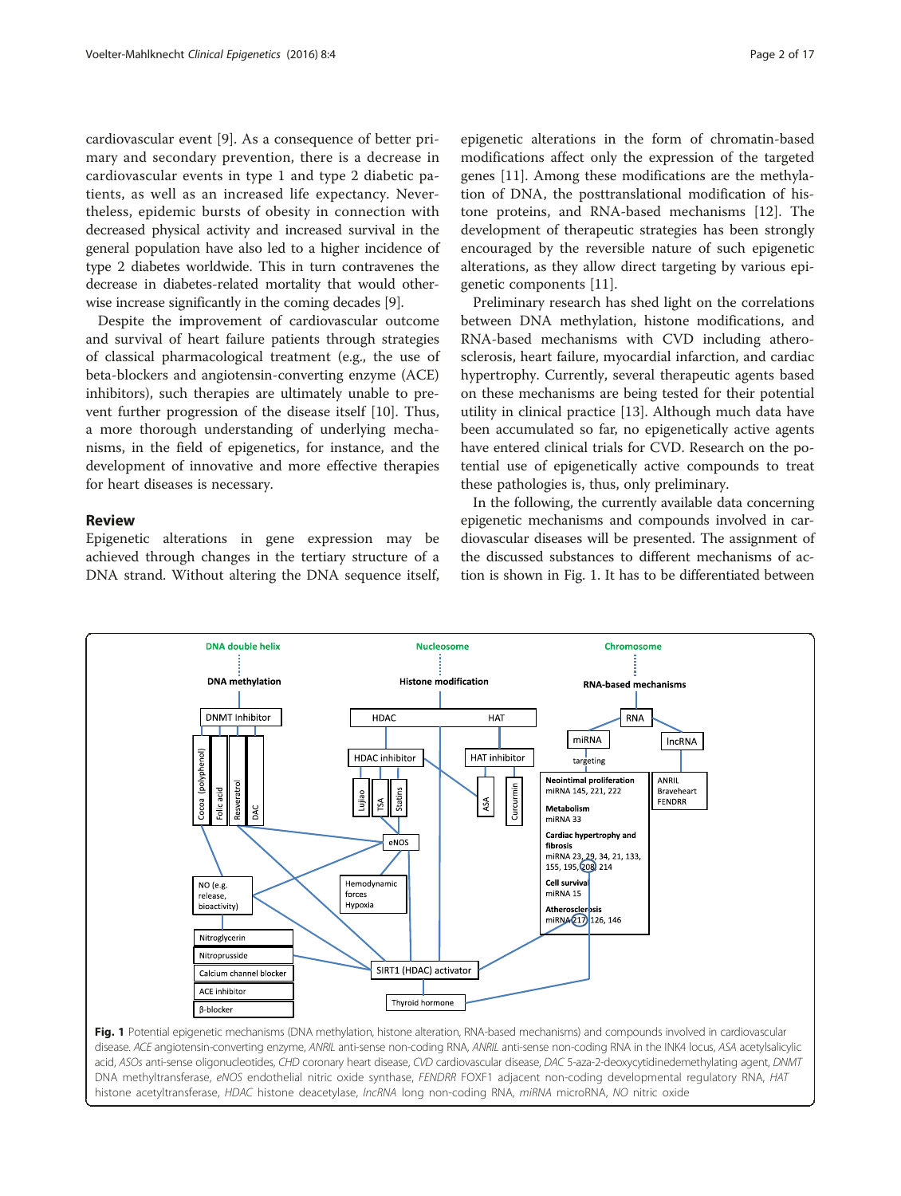cardiovascular event [9]. As a consequence of better primary and secondary prevention, there is a decrease in cardiovascular events in type 1 and type 2 diabetic patients, as well as an increased life expectancy. Nevertheless, epidemic bursts of obesity in connection with decreased physical activity and increased survival in the general population have also led to a higher incidence of type 2 diabetes worldwide. This in turn contravenes the decrease in diabetes-related mortality that would otherwise increase significantly in the coming decades [9].

Despite the improvement of cardiovascular outcome and survival of heart failure patients through strategies of classical pharmacological treatment (e.g., the use of beta-blockers and angiotensin-converting enzyme (ACE) inhibitors), such therapies are ultimately unable to prevent further progression of the disease itself [10]. Thus, a more thorough understanding of underlying mechanisms, in the field of epigenetics, for instance, and the development of innovative and more effective therapies for heart diseases is necessary.

## Review

Epigenetic alterations in gene expression may be achieved through changes in the tertiary structure of a DNA strand. Without altering the DNA sequence itself, epigenetic alterations in the form of chromatin-based modifications affect only the expression of the targeted genes [11]. Among these modifications are the methylation of DNA, the posttranslational modification of histone proteins, and RNA-based mechanisms [12]. The development of therapeutic strategies has been strongly encouraged by the reversible nature of such epigenetic alterations, as they allow direct targeting by various epigenetic components [11].

Preliminary research has shed light on the correlations between DNA methylation, histone modifications, and RNA-based mechanisms with CVD including atherosclerosis, heart failure, myocardial infarction, and cardiac hypertrophy. Currently, several therapeutic agents based on these mechanisms are being tested for their potential utility in clinical practice [13]. Although much data have been accumulated so far, no epigenetically active agents have entered clinical trials for CVD. Research on the potential use of epigenetically active compounds to treat these pathologies is, thus, only preliminary.

In the following, the currently available data concerning epigenetic mechanisms and compounds involved in cardiovascular diseases will be presented. The assignment of the discussed substances to different mechanisms of action is shown in Fig. 1. It has to be differentiated between

**Fig. 1** Potential epigenetic mechanisms (DNA methylation, histone alteration, RNA-based mechanisms) and compounds involved in cardiovascular disease. *ACE* angiotensin-converting enzyme, *ANRIL* anti-sense non-coding RNA, *ANRIL* anti-sense non-coding RNA in the INK4 locus, *ASA* acetylsalicylic acid, *ASOs* anti-sense oligonucleotides, *CHD* coronary heart disease, *CVD* cardiovascular disease, *DAC* 5-aza-2-deoxycytidinedemethylating agent, *DNMT* DNA methyltransferase, *eNOS* endothelial nitric oxide synthase, *FENDRR* FOXF1 adjacent non-coding developmental regulatory RNA, *HAT* histone acetyltransferase, *HDAC* histone deacetylase, *lncRNA* long non-coding RNA, *miRNA* microRNA, *NO* nitric oxide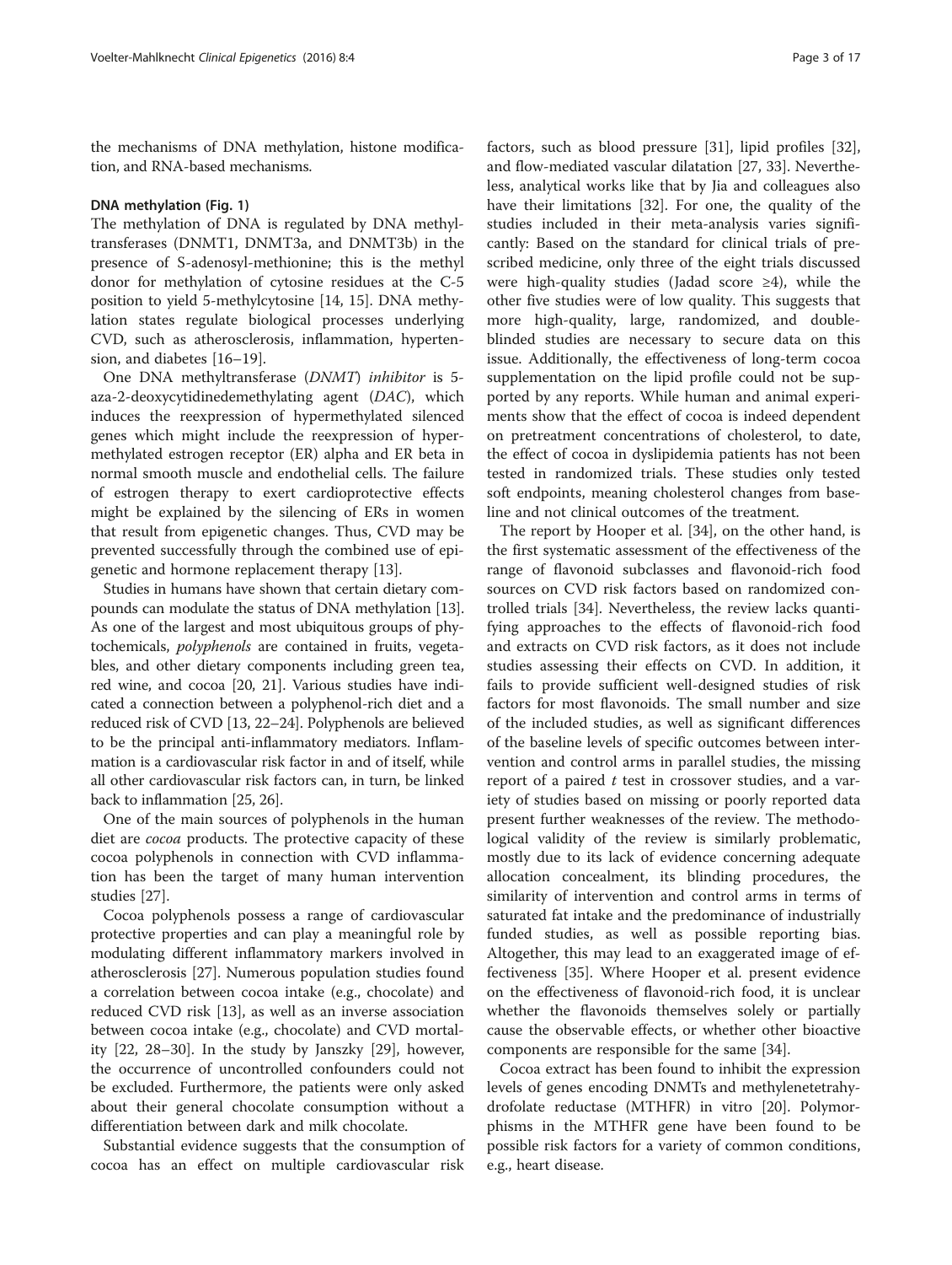the mechanisms of DNA methylation, histone modification, and RNA-based mechanisms.

### DNA methylation (Fig. 1)

The methylation of DNA is regulated by DNA methyltransferases (DNMT1, DNMT3a, and DNMT3b) in the presence of S-adenosyl-methionine; this is the methyl donor for methylation of cytosine residues at the C-5 position to yield 5-methylcytosine [14, 15]. DNA methylation states regulate biological processes underlying CVD, such as atherosclerosis, inflammation, hypertension, and diabetes [16–19].

One DNA methyltransferase (*DNMT*) *inhibitor* is 5-aza-2-deoxycytidinedemethylating agent (*DAC*), which induces the reexpression of hypermethylated silenced genes which might include the reexpression of hypermethylated estrogen receptor (ER) alpha and ER beta in normal smooth muscle and endothelial cells. The failure of estrogen therapy to exert cardioprotective effects might be explained by the silencing of ERs in women that result from epigenetic changes. Thus, CVD may be prevented successfully through the combined use of epigenetic and hormone replacement therapy [13].

Studies in humans have shown that certain dietary compounds can modulate the status of DNA methylation [13]. As one of the largest and most ubiquitous groups of phytochemicals, *polyphenols* are contained in fruits, vegetables, and other dietary components including green tea, red wine, and cocoa [20, 21]. Various studies have indicated a connection between a polyphenol-rich diet and a reduced risk of CVD [13, 22–24]. Polyphenols are believed to be the principal anti-inflammatory mediators. Inflammation is a cardiovascular risk factor in and of itself, while all other cardiovascular risk factors can, in turn, be linked back to inflammation [25, 26].

One of the main sources of polyphenols in the human diet are *cocoa* products. The protective capacity of these cocoa polyphenols in connection with CVD inflammation has been the target of many human intervention studies [27].

Cocoa polyphenols possess a range of cardiovascular protective properties and can play a meaningful role by modulating different inflammatory markers involved in atherosclerosis [27]. Numerous population studies found a correlation between cocoa intake (e.g., chocolate) and reduced CVD risk [13], as well as an inverse association between cocoa intake (e.g., chocolate) and CVD mortality [22, 28–30]. In the study by Janszky [29], however, the occurrence of uncontrolled confounders could not be excluded. Furthermore, the patients were only asked about their general chocolate consumption without a differentiation between dark and milk chocolate.

Substantial evidence suggests that the consumption of cocoa has an effect on multiple cardiovascular risk factors, such as blood pressure [31], lipid profiles [32], and flow-mediated vascular dilatation [27, 33]. Nevertheless, analytical works like that by Jia and colleagues also have their limitations [32]. For one, the quality of the studies included in their meta-analysis varies significantly: Based on the standard for clinical trials of prescribed medicine, only three of the eight trials discussed were high-quality studies (Jadad score ≥4), while the other five studies were of low quality. This suggests that more high-quality, large, randomized, and double-blinded studies are necessary to secure data on this issue. Additionally, the effectiveness of long-term cocoa supplementation on the lipid profile could not be supported by any reports. While human and animal experiments show that the effect of cocoa is indeed dependent on pretreatment concentrations of cholesterol, to date, the effect of cocoa in dyslipidemia patients has not been tested in randomized trials. These studies only tested soft endpoints, meaning cholesterol changes from baseline and not clinical outcomes of the treatment.

The report by Hooper et al. [34], on the other hand, is the first systematic assessment of the effectiveness of the range of flavonoid subclasses and flavonoid-rich food sources on CVD risk factors based on randomized controlled trials [34]. Nevertheless, the review lacks quantifying approaches to the effects of flavonoid-rich food and extracts on CVD risk factors, as it does not include studies assessing their effects on CVD. In addition, it fails to provide sufficient well-designed studies of risk factors for most flavonoids. The small number and size of the included studies, as well as significant differences of the baseline levels of specific outcomes between intervention and control arms in parallel studies, the missing report of a paired *t* test in crossover studies, and a variety of studies based on missing or poorly reported data present further weaknesses of the review. The methodological validity of the review is similarly problematic, mostly due to its lack of evidence concerning adequate allocation concealment, its blinding procedures, the similarity of intervention and control arms in terms of saturated fat intake and the predominance of industrially funded studies, as well as possible reporting bias. Altogether, this may lead to an exaggerated image of effectiveness [35]. Where Hooper et al. present evidence on the effectiveness of flavonoid-rich food, it is unclear whether the flavonoids themselves solely or partially cause the observable effects, or whether other bioactive components are responsible for the same [34].

Cocoa extract has been found to inhibit the expression levels of genes encoding DNMTs and methylenetetrahydrofolate reductase (MTHFR) in vitro [20]. Polymorphisms in the MTHFR gene have been found to be possible risk factors for a variety of common conditions, e.g., heart disease.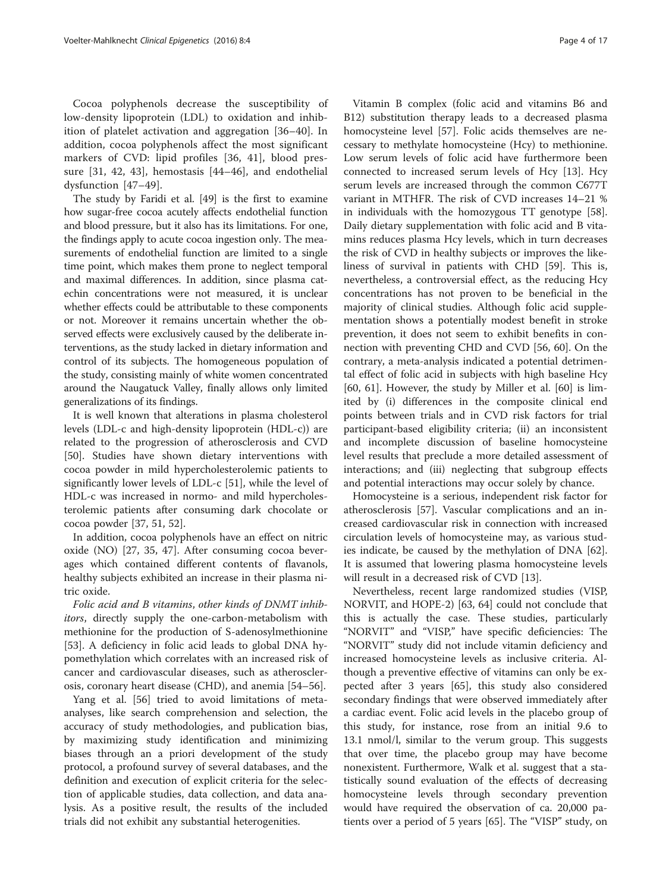Cocoa polyphenols decrease the susceptibility of low-density lipoprotein (LDL) to oxidation and inhibition of platelet activation and aggregation [36–40]. In addition, cocoa polyphenols affect the most significant markers of CVD: lipid profiles [36, 41], blood pressure [31, 42, 43], hemostasis [44–46], and endothelial dysfunction [47–49].

The study by Faridi et al. [49] is the first to examine how sugar-free cocoa acutely affects endothelial function and blood pressure, but it also has its limitations. For one, the findings apply to acute cocoa ingestion only. The measurements of endothelial function are limited to a single time point, which makes them prone to neglect temporal and maximal differences. In addition, since plasma catechin concentrations were not measured, it is unclear whether effects could be attributable to these components or not. Moreover it remains uncertain whether the observed effects were exclusively caused by the deliberate interventions, as the study lacked in dietary information and control of its subjects. The homogeneous population of the study, consisting mainly of white women concentrated around the Naugatuck Valley, finally allows only limited generalizations of its findings.

It is well known that alterations in plasma cholesterol levels (LDL-c and high-density lipoprotein (HDL-c)) are related to the progression of atherosclerosis and CVD [50]. Studies have shown dietary interventions with cocoa powder in mild hypercholesterolemic patients to significantly lower levels of LDL-c [51], while the level of HDL-c was increased in normo- and mild hypercholesterolemic patients after consuming dark chocolate or cocoa powder [37, 51, 52].

In addition, cocoa polyphenols have an effect on nitric oxide (NO) [27, 35, 47]. After consuming cocoa beverages which contained different contents of flavanols, healthy subjects exhibited an increase in their plasma nitric oxide.

*Folic acid and B vitamins, other kinds of DNMT inhibitors*, directly supply the one-carbon-metabolism with methionine for the production of S-adenosylmethionine [53]. A deficiency in folic acid leads to global DNA hypomethylation which correlates with an increased risk of cancer and cardiovascular diseases, such as atherosclerosis, coronary heart disease (CHD), and anemia [54–56].

Yang et al. [56] tried to avoid limitations of meta-analyses, like search comprehension and selection, the accuracy of study methodologies, and publication bias, by maximizing study identification and minimizing biases through an a priori development of the study protocol, a profound survey of several databases, and the definition and execution of explicit criteria for the selection of applicable studies, data collection, and data analysis. As a positive result, the results of the included trials did not exhibit any substantial heterogenities.

Vitamin B complex (folic acid and vitamins B6 and B12) substitution therapy leads to a decreased plasma homocysteine level [57]. Folic acids themselves are necessary to methylate homocysteine (Hcy) to methionine. Low serum levels of folic acid have furthermore been connected to increased serum levels of Hcy [13]. Hcy serum levels are increased through the common C677T variant in MTHFR. The risk of CVD increases 14–21 % in individuals with the homozygous TT genotype [58]. Daily dietary supplementation with folic acid and B vitamins reduces plasma Hcy levels, which in turn decreases the risk of CVD in healthy subjects or improves the likeliness of survival in patients with CHD [59]. This is, nevertheless, a controversial effect, as the reducing Hcy concentrations has not proven to be beneficial in the majority of clinical studies. Although folic acid supplementation shows a potentially modest benefit in stroke prevention, it does not seem to exhibit benefits in connection with preventing CHD and CVD [56, 60]. On the contrary, a meta-analysis indicated a potential detrimental effect of folic acid in subjects with high baseline Hcy [60, 61]. However, the study by Miller et al. [60] is limited by (i) differences in the composite clinical end points between trials and in CVD risk factors for trial participant-based eligibility criteria; (ii) an inconsistent and incomplete discussion of baseline homocysteine level results that preclude a more detailed assessment of interactions; and (iii) neglecting that subgroup effects and potential interactions may occur solely by chance.

Homocysteine is a serious, independent risk factor for atherosclerosis [57]. Vascular complications and an increased cardiovascular risk in connection with increased circulation levels of homocysteine may, as various studies indicate, be caused by the methylation of DNA [62]. It is assumed that lowering plasma homocysteine levels will result in a decreased risk of CVD [13].

Nevertheless, recent large randomized studies (VISP, NORVIT, and HOPE-2) [63, 64] could not conclude that this is actually the case. These studies, particularly "NORVIT" and "VISP," have specific deficiencies: The "NORVIT" study did not include vitamin deficiency and increased homocysteine levels as inclusive criteria. Although a preventive effective of vitamins can only be expected after 3 years [65], this study also considered secondary findings that were observed immediately after a cardiac event. Folic acid levels in the placebo group of this study, for instance, rose from an initial 9.6 to 13.1 nmol/l, similar to the verum group. This suggests that over time, the placebo group may have become nonexistent. Furthermore, Walk et al. suggest that a statistically sound evaluation of the effects of decreasing homocysteine levels through secondary prevention would have required the observation of ca. 20,000 patients over a period of 5 years [65]. The "VISP" study, on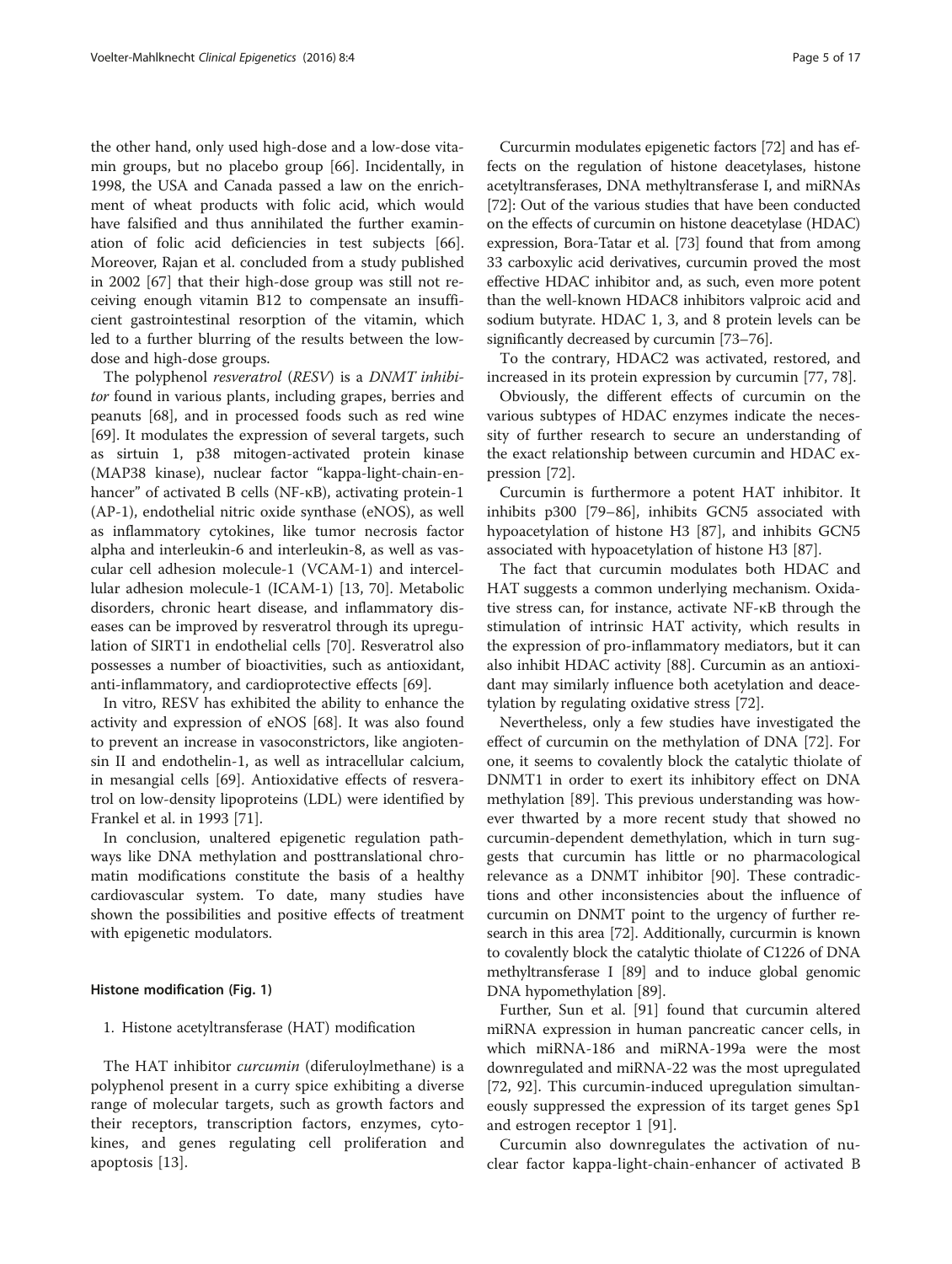the other hand, only used high-dose and a low-dose vitamin groups, but no placebo group [66]. Incidentally, in 1998, the USA and Canada passed a law on the enrichment of wheat products with folic acid, which would have falsified and thus annihilated the further examination of folic acid deficiencies in test subjects [66]. Moreover, Rajan et al. concluded from a study published in 2002 [67] that their high-dose group was still not receiving enough vitamin B12 to compensate an insufficient gastrointestinal resorption of the vitamin, which led to a further blurring of the results between the low-dose and high-dose groups.

The polyphenol *resveratrol* (*RESV*) is a *DNMT inhibitor* found in various plants, including grapes, berries and peanuts [68], and in processed foods such as red wine [69]. It modulates the expression of several targets, such as sirtuin 1, p38 mitogen-activated protein kinase (MAP38 kinase), nuclear factor "kappa-light-chain-enhancer" of activated B cells (NF-κB), activating protein-1 (AP-1), endothelial nitric oxide synthase (eNOS), as well as inflammatory cytokines, like tumor necrosis factor alpha and interleukin-6 and interleukin-8, as well as vascular cell adhesion molecule-1 (VCAM-1) and intercellular adhesion molecule-1 (ICAM-1) [13, 70]. Metabolic disorders, chronic heart disease, and inflammatory diseases can be improved by resveratrol through its upregulation of SIRT1 in endothelial cells [70]. Resveratrol also possesses a number of bioactivities, such as antioxidant, anti-inflammatory, and cardioprotective effects [69].

In vitro, RESV has exhibited the ability to enhance the activity and expression of eNOS [68]. It was also found to prevent an increase in vasoconstrictors, like angiotensin II and endothelin-1, as well as intracellular calcium, in mesangial cells [69]. Antioxidative effects of resveratrol on low-density lipoproteins (LDL) were identified by Frankel et al. in 1993 [71].

In conclusion, unaltered epigenetic regulation pathways like DNA methylation and posttranslational chromatin modifications constitute the basis of a healthy cardiovascular system. To date, many studies have shown the possibilities and positive effects of treatment with epigenetic modulators.

#### Histone modification (Fig. 1)

1. Histone acetyltransferase (HAT) modification

The HAT inhibitor *curcumin* (diferuloylmethane) is a polyphenol present in a curry spice exhibiting a diverse range of molecular targets, such as growth factors and their receptors, transcription factors, enzymes, cytokines, and genes regulating cell proliferation and apoptosis [13].

Curcurmin modulates epigenetic factors [72] and has effects on the regulation of histone deacetylases, histone acetyltransferases, DNA methyltransferase I, and miRNAs [72]: Out of the various studies that have been conducted on the effects of curcumin on histone deacetylase (HDAC) expression, Bora-Tatar et al. [73] found that from among 33 carboxylic acid derivatives, curcumin proved the most effective HDAC inhibitor and, as such, even more potent than the well-known HDAC8 inhibitors valproic acid and sodium butyrate. HDAC 1, 3, and 8 protein levels can be significantly decreased by curcumin [73–76].

To the contrary, HDAC2 was activated, restored, and increased in its protein expression by curcumin [77, 78].

Obviously, the different effects of curcumin on the various subtypes of HDAC enzymes indicate the necessity of further research to secure an understanding of the exact relationship between curcumin and HDAC expression [72].

Curcumin is furthermore a potent HAT inhibitor. It inhibits p300 [79–86], inhibits GCN5 associated with hypoacetylation of histone H3 [87], and inhibits GCN5 associated with hypoacetylation of histone H3 [87].

The fact that curcumin modulates both HDAC and HAT suggests a common underlying mechanism. Oxidative stress can, for instance, activate NF-κB through the stimulation of intrinsic HAT activity, which results in the expression of pro-inflammatory mediators, but it can also inhibit HDAC activity [88]. Curcumin as an antioxidant may similarly influence both acetylation and deacetylation by regulating oxidative stress [72].

Nevertheless, only a few studies have investigated the effect of curcumin on the methylation of DNA [72]. For one, it seems to covalently block the catalytic thiolate of DNMT1 in order to exert its inhibitory effect on DNA methylation [89]. This previous understanding was however thwarted by a more recent study that showed no curcumin-dependent demethylation, which in turn suggests that curcumin has little or no pharmacological relevance as a DNMT inhibitor [90]. These contradictions and other inconsistencies about the influence of curcumin on DNMT point to the urgency of further research in this area [72]. Additionally, curcurmin is known to covalently block the catalytic thiolate of C1226 of DNA methyltransferase I [89] and to induce global genomic DNA hypomethylation [89].

Further, Sun et al. [91] found that curcumin altered miRNA expression in human pancreatic cancer cells, in which miRNA-186 and miRNA-199a were the most downregulated and miRNA-22 was the most upregulated [72, 92]. This curcumin-induced upregulation simultaneously suppressed the expression of its target genes Sp1 and estrogen receptor 1 [91].

Curcumin also downregulates the activation of nuclear factor kappa-light-chain-enhancer of activated B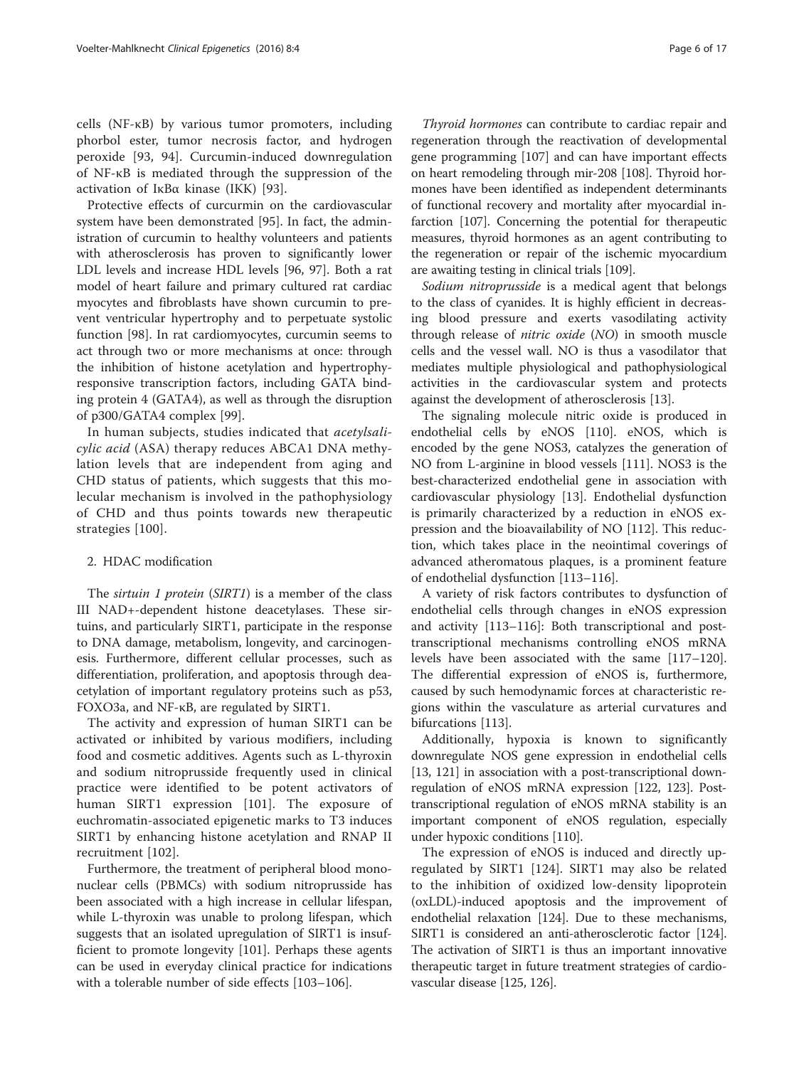cells (NF-κB) by various tumor promoters, including phorbol ester, tumor necrosis factor, and hydrogen peroxide [93, 94]. Curcumin-induced downregulation of NF-κB is mediated through the suppression of the activation of IκBα kinase (IKK) [93].

Protective effects of curcumin on the cardiovascular system have been demonstrated [95]. In fact, the administration of curcumin to healthy volunteers and patients with atherosclerosis has proven to significantly lower LDL levels and increase HDL levels [96, 97]. Both a rat model of heart failure and primary cultured rat cardiac myocytes and fibroblasts have shown curcumin to prevent ventricular hypertrophy and to perpetuate systolic function [98]. In rat cardiomyocytes, curcumin seems to act through two or more mechanisms at once: through the inhibition of histone acetylation and hypertrophy-responsive transcription factors, including GATA binding protein 4 (GATA4), as well as through the disruption of p300/GATA4 complex [99].

In human subjects, studies indicated that *acetylsalicylic acid* (ASA) therapy reduces ABCA1 DNA methylation levels that are independent from aging and CHD status of patients, which suggests that this molecular mechanism is involved in the pathophysiology of CHD and thus points towards new therapeutic strategies [100].

2. HDAC modification

The *sirtuin 1 protein* (*SIRT1*) is a member of the class III NAD+-dependent histone deacetylases. These sirtuins, and particularly SIRT1, participate in the response to DNA damage, metabolism, longevity, and carcinogenesis. Furthermore, different cellular processes, such as differentiation, proliferation, and apoptosis through deacetylation of important regulatory proteins such as p53, FOXO3a, and NF-κB, are regulated by SIRT1.

The activity and expression of human SIRT1 can be activated or inhibited by various modifiers, including food and cosmetic additives. Agents such as L-thyroxin and sodium nitroprusside frequently used in clinical practice were identified to be potent activators of human SIRT1 expression [101]. The exposure of euchromatin-associated epigenetic marks to T3 induces SIRT1 by enhancing histone acetylation and RNAP II recruitment [102].

Furthermore, the treatment of peripheral blood mononuclear cells (PBMCs) with sodium nitroprusside has been associated with a high increase in cellular lifespan, while L-thyroxin was unable to prolong lifespan, which suggests that an isolated upregulation of SIRT1 is insufficient to promote longevity [101]. Perhaps these agents can be used in everyday clinical practice for indications with a tolerable number of side effects [103–106].

*Thyroid hormones* can contribute to cardiac repair and regeneration through the reactivation of developmental gene programming [107] and can have important effects on heart remodeling through mir-208 [108]. Thyroid hormones have been identified as independent determinants of functional recovery and mortality after myocardial infarction [107]. Concerning the potential for therapeutic measures, thyroid hormones as an agent contributing to the regeneration or repair of the ischemic myocardium are awaiting testing in clinical trials [109].

*Sodium nitroprusside* is a medical agent that belongs to the class of cyanides. It is highly efficient in decreasing blood pressure and exerts vasodilating activity through release of *nitric oxide* (*NO*) in smooth muscle cells and the vessel wall. NO is thus a vasodilator that mediates multiple physiological and pathophysiological activities in the cardiovascular system and protects against the development of atherosclerosis [13].

The signaling molecule nitric oxide is produced in endothelial cells by eNOS [110]. eNOS, which is encoded by the gene NOS3, catalyzes the generation of NO from L-arginine in blood vessels [111]. NOS3 is the best-characterized endothelial gene in association with cardiovascular physiology [13]. Endothelial dysfunction is primarily characterized by a reduction in eNOS expression and the bioavailability of NO [112]. This reduction, which takes place in the neointimal coverings of advanced atheromatous plaques, is a prominent feature of endothelial dysfunction [113–116].

A variety of risk factors contributes to dysfunction of endothelial cells through changes in eNOS expression and activity [113–116]: Both transcriptional and post-transcriptional mechanisms controlling eNOS mRNA levels have been associated with the same [117–120]. The differential expression of eNOS is, furthermore, caused by such hemodynamic forces at characteristic regions within the vasculature as arterial curvatures and bifurcations [113].

Additionally, hypoxia is known to significantly downregulate NOS gene expression in endothelial cells [13, 121] in association with a post-transcriptional downregulation of eNOS mRNA expression [122, 123]. Post-transcriptional regulation of eNOS mRNA stability is an important component of eNOS regulation, especially under hypoxic conditions [110].

The expression of eNOS is induced and directly upregulated by SIRT1 [124]. SIRT1 may also be related to the inhibition of oxidized low-density lipoprotein (oxLDL)-induced apoptosis and the improvement of endothelial relaxation [124]. Due to these mechanisms, SIRT1 is considered an anti-atherosclerotic factor [124]. The activation of SIRT1 is thus an important innovative therapeutic target in future treatment strategies of cardiovascular disease [125, 126].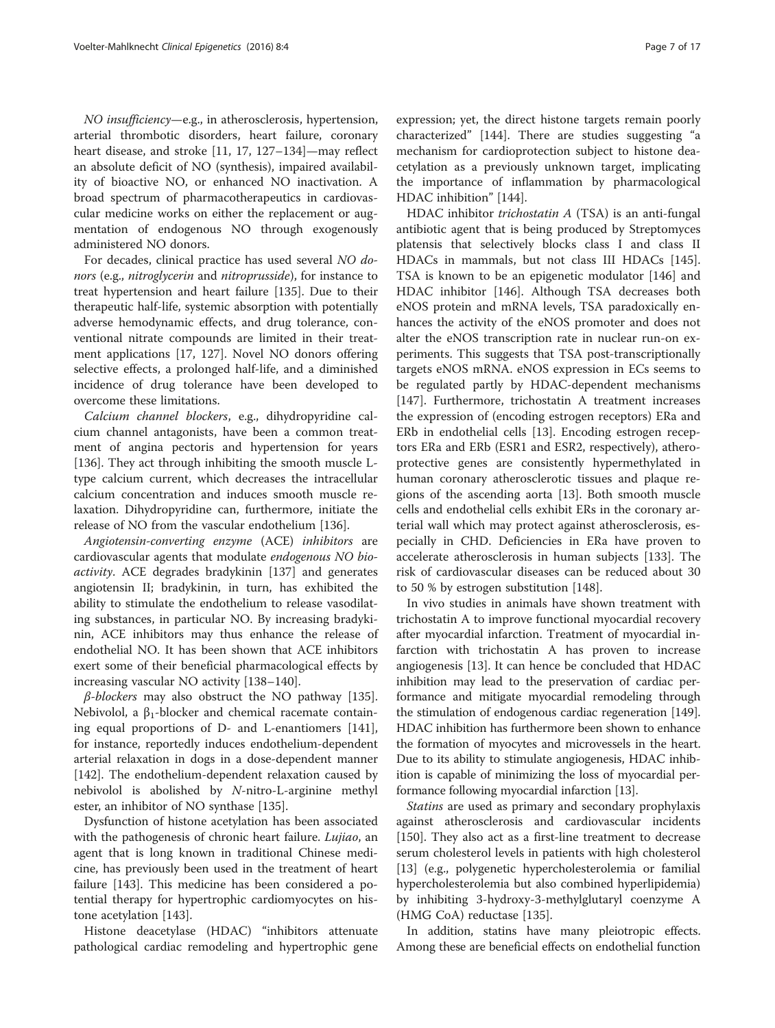*NO insufficiency*—e.g., in atherosclerosis, hypertension, arterial thrombotic disorders, heart failure, coronary heart disease, and stroke [11, 17, 127–134]—may reflect an absolute deficit of NO (synthesis), impaired availability of bioactive NO, or enhanced NO inactivation. A broad spectrum of pharmacotherapeutics in cardiovascular medicine works on either the replacement or augmentation of endogenous NO through exogenously administered NO donors.

For decades, clinical practice has used several *NO donors* (e.g., *nitroglycerin* and *nitroprusside*), for instance to treat hypertension and heart failure [135]. Due to their therapeutic half-life, systemic absorption with potentially adverse hemodynamic effects, and drug tolerance, conventional nitrate compounds are limited in their treatment applications [17, 127]. Novel NO donors offering selective effects, a prolonged half-life, and a diminished incidence of drug tolerance have been developed to overcome these limitations.

*Calcium channel blockers*, e.g., dihydropyridine calcium channel antagonists, have been a common treatment of angina pectoris and hypertension for years [136]. They act through inhibiting the smooth muscle L-type calcium current, which decreases the intracellular calcium concentration and induces smooth muscle relaxation. Dihydropyridine can, furthermore, initiate the release of NO from the vascular endothelium [136].

*Angiotensin-converting enzyme* (ACE) *inhibitors* are cardiovascular agents that modulate *endogenous NO bioactivity*. ACE degrades bradykinin [137] and generates angiotensin II; bradykinin, in turn, has exhibited the ability to stimulate the endothelium to release vasodilating substances, in particular NO. By increasing bradykinin, ACE inhibitors may thus enhance the release of endothelial NO. It has been shown that ACE inhibitors exert some of their beneficial pharmacological effects by increasing vascular NO activity [138–140].

*β-blockers* may also obstruct the NO pathway [135]. Nebivolol, a $\beta_1$-blocker and chemical racemate containing equal proportions of D- and L-enantiomers [141], for instance, reportedly induces endothelium-dependent arterial relaxation in dogs in a dose-dependent manner [142]. The endothelium-dependent relaxation caused by nebivolol is abolished by *N*-nitro-L-arginine methyl ester, an inhibitor of NO synthase [135].

Dysfunction of histone acetylation has been associated with the pathogenesis of chronic heart failure. *Lujiao*, an agent that is long known in traditional Chinese medicine, has previously been used in the treatment of heart failure [143]. This medicine has been considered a potential therapy for hypertrophic cardiomyocytes on histone acetylation [143].

Histone deacetylase (HDAC) "inhibitors attenuate pathological cardiac remodeling and hypertrophic gene expression; yet, the direct histone targets remain poorly characterized" [144]. There are studies suggesting "a mechanism for cardioprotection subject to histone deacetylation as a previously unknown target, implicating the importance of inflammation by pharmacological HDAC inhibition" [144].

HDAC inhibitor *trichostatin A* (TSA) is an anti-fungal antibiotic agent that is being produced by Streptomyces platensis that selectively blocks class I and class II HDACs in mammals, but not class III HDACs [145]. TSA is known to be an epigenetic modulator [146] and HDAC inhibitor [146]. Although TSA decreases both eNOS protein and mRNA levels, TSA paradoxically enhances the activity of the eNOS promoter and does not alter the eNOS transcription rate in nuclear run-on experiments. This suggests that TSA post-transcriptionally targets eNOS mRNA. eNOS expression in ECs seems to be regulated partly by HDAC-dependent mechanisms [147]. Furthermore, trichostatin A treatment increases the expression of (encoding estrogen receptors) ERa and ERb in endothelial cells [13]. Encoding estrogen receptors ERa and ERb (ESR1 and ESR2, respectively), atheroprotective genes are consistently hypermethylated in human coronary atherosclerotic tissues and plaque regions of the ascending aorta [13]. Both smooth muscle cells and endothelial cells exhibit ERs in the coronary arterial wall which may protect against atherosclerosis, especially in CHD. Deficiencies in ERa have proven to accelerate atherosclerosis in human subjects [133]. The risk of cardiovascular diseases can be reduced about 30 to 50 % by estrogen substitution [148].

In vivo studies in animals have shown treatment with trichostatin A to improve functional myocardial recovery after myocardial infarction. Treatment of myocardial infarction with trichostatin A has proven to increase angiogenesis [13]. It can hence be concluded that HDAC inhibition may lead to the preservation of cardiac performance and mitigate myocardial remodeling through the stimulation of endogenous cardiac regeneration [149]. HDAC inhibition has furthermore been shown to enhance the formation of myocytes and microvessels in the heart. Due to its ability to stimulate angiogenesis, HDAC inhibition is capable of minimizing the loss of myocardial performance following myocardial infarction [13].

*Statins* are used as primary and secondary prophylaxis against atherosclerosis and cardiovascular incidents [150]. They also act as a first-line treatment to decrease serum cholesterol levels in patients with high cholesterol [13] (e.g., polygenetic hypercholesterolemia or familial hypercholesterolemia but also combined hyperlipidemia) by inhibiting 3-hydroxy-3-methylglutaryl coenzyme A (HMG CoA) reductase [135].

In addition, statins have many pleiotropic effects. Among these are beneficial effects on endothelial function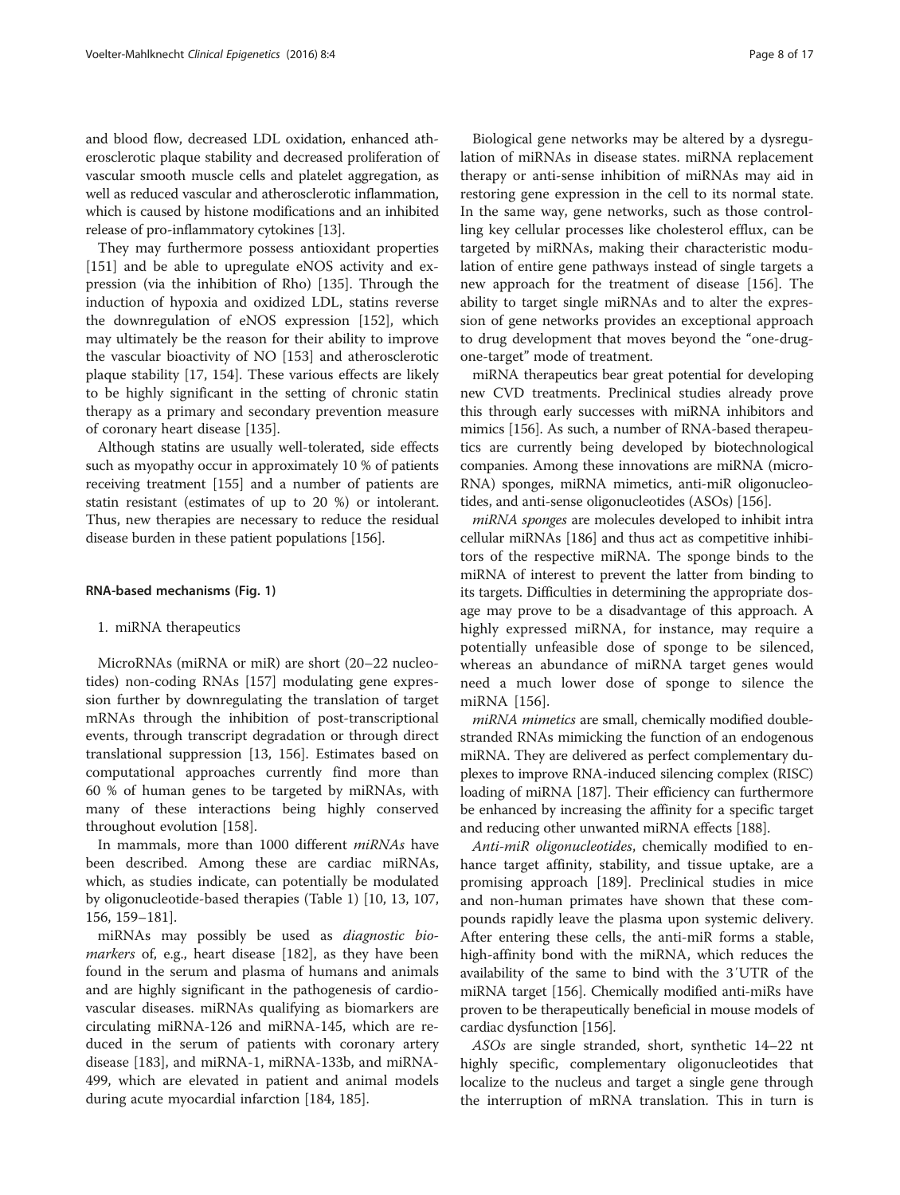and blood flow, decreased LDL oxidation, enhanced atherosclerotic plaque stability and decreased proliferation of vascular smooth muscle cells and platelet aggregation, as well as reduced vascular and atherosclerotic inflammation, which is caused by histone modifications and an inhibited release of pro-inflammatory cytokines [13].

They may furthermore possess antioxidant properties [151] and be able to upregulate eNOS activity and expression (via the inhibition of Rho) [135]. Through the induction of hypoxia and oxidized LDL, statins reverse the downregulation of eNOS expression [152], which may ultimately be the reason for their ability to improve the vascular bioactivity of NO [153] and atherosclerotic plaque stability [17, 154]. These various effects are likely to be highly significant in the setting of chronic statin therapy as a primary and secondary prevention measure of coronary heart disease [135].

Although statins are usually well-tolerated, side effects such as myopathy occur in approximately 10 % of patients receiving treatment [155] and a number of patients are statin resistant (estimates of up to 20 %) or intolerant. Thus, new therapies are necessary to reduce the residual disease burden in these patient populations [156].

#### RNA-based mechanisms (Fig. 1)

1. miRNA therapeutics

MicroRNAs (miRNA or miR) are short (20–22 nucleotides) non-coding RNAs [157] modulating gene expression further by downregulating the translation of target mRNAs through the inhibition of post-transcriptional events, through transcript degradation or through direct translational suppression [13, 156]. Estimates based on computational approaches currently find more than 60 % of human genes to be targeted by miRNAs, with many of these interactions being highly conserved throughout evolution [158].

In mammals, more than 1000 different *miRNAs* have been described. Among these are cardiac miRNAs, which, as studies indicate, can potentially be modulated by oligonucleotide-based therapies (Table 1) [10, 13, 107, 156, 159–181].

miRNAs may possibly be used as *diagnostic biomarkers* of, e.g., heart disease [182], as they have been found in the serum and plasma of humans and animals and are highly significant in the pathogenesis of cardiovascular diseases. miRNAs qualifying as biomarkers are circulating miRNA-126 and miRNA-145, which are reduced in the serum of patients with coronary artery disease [183], and miRNA-1, miRNA-133b, and miRNA-499, which are elevated in patient and animal models during acute myocardial infarction [184, 185].

Biological gene networks may be altered by a dysregulation of miRNAs in disease states. miRNA replacement therapy or anti-sense inhibition of miRNAs may aid in restoring gene expression in the cell to its normal state. In the same way, gene networks, such as those controlling key cellular processes like cholesterol efflux, can be targeted by miRNAs, making their characteristic modulation of entire gene pathways instead of single targets a new approach for the treatment of disease [156]. The ability to target single miRNAs and to alter the expression of gene networks provides an exceptional approach to drug development that moves beyond the "one-drug-one-target" mode of treatment.

miRNA therapeutics bear great potential for developing new CVD treatments. Preclinical studies already prove this through early successes with miRNA inhibitors and mimics [156]. As such, a number of RNA-based therapeutics are currently being developed by biotechnological companies. Among these innovations are miRNA (microRNA) sponges, miRNA mimetics, anti-miR oligonucleotides, and anti-sense oligonucleotides (ASOs) [156].

*miRNA sponges* are molecules developed to inhibit intra cellular miRNAs [186] and thus act as competitive inhibitors of the respective miRNA. The sponge binds to the miRNA of interest to prevent the latter from binding to its targets. Difficulties in determining the appropriate dosage may prove to be a disadvantage of this approach. A highly expressed miRNA, for instance, may require a potentially unfeasible dose of sponge to be silenced, whereas an abundance of miRNA target genes would need a much lower dose of sponge to silence the miRNA [156].

*miRNA mimetics* are small, chemically modified double-stranded RNAs mimicking the function of an endogenous miRNA. They are delivered as perfect complementary duplexes to improve RNA-induced silencing complex (RISC) loading of miRNA [187]. Their efficiency can furthermore be enhanced by increasing the affinity for a specific target and reducing other unwanted miRNA effects [188].

*Anti-miR oligonucleotides*, chemically modified to enhance target affinity, stability, and tissue uptake, are a promising approach [189]. Preclinical studies in mice and non-human primates have shown that these compounds rapidly leave the plasma upon systemic delivery. After entering these cells, the anti-miR forms a stable, high-affinity bond with the miRNA, which reduces the availability of the same to bind with the 3′UTR of the miRNA target [156]. Chemically modified anti-miRs have proven to be therapeutically beneficial in mouse models of cardiac dysfunction [156].

*ASOs* are single stranded, short, synthetic 14–22 nt highly specific, complementary oligonucleotides that localize to the nucleus and target a single gene through the interruption of mRNA translation. This in turn is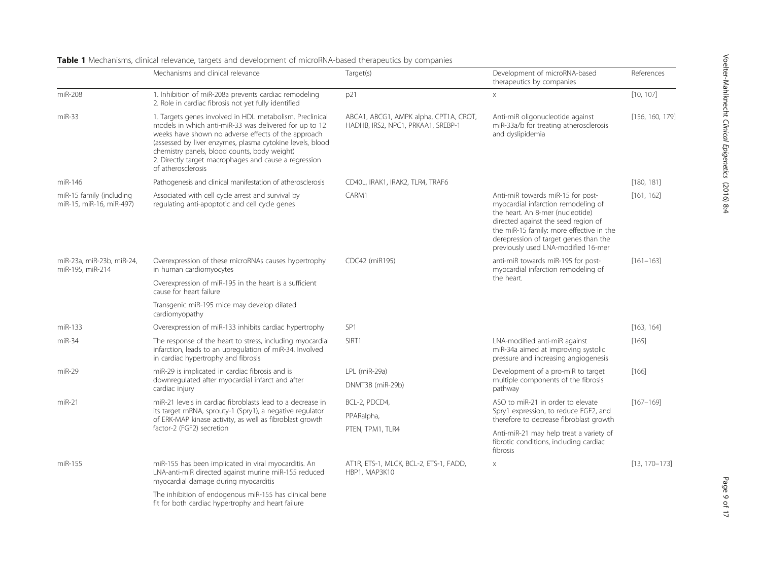**Table 1** Mechanisms, clinical relevance, targets and development of microRNA-based therapeutics by companies

| | Mechanisms and clinical relevance | Target(s) | Development of microRNA-based therapeutics by companies | References |
|---|---|---|---|---|
| miR-208 | 1. Inhibition of miR-208a prevents cardiac remodeling<br>2. Role in cardiac fibrosis not yet fully identified | p21 | x | [10, 107] |
| miR-33 | 1. Targets genes involved in HDL metabolism. Preclinical models in which anti-miR-33 was delivered for up to 12 weeks have shown no adverse effects of the approach (assessed by liver enzymes, plasma cytokine levels, blood chemistry panels, blood counts, body weight)<br>2. Directly target macrophages and cause a regression of atherosclerosis | ABCA1, ABCG1, AMPK alpha, CPT1A, CROT, HADHB, IRS2, NPC1, PRKAA1, SREBP-1 | Anti-miR oligonucleotide against miR-33a/b for treating atherosclerosis and dyslipidemia | [156, 160, 179] |
| miR-146 | Pathogenesis and clinical manifestation of atherosclerosis | CD40L, IRAK1, IRAK2, TLR4, TRAF6 | | [180, 181] |
| miR-15 family (including miR-15, miR-16, miR-497) | Associated with cell cycle arrest and survival by regulating anti-apoptotic and cell cycle genes | CARM1 | Anti-miR towards miR-15 for post-myocardial infarction remodeling of the heart. An 8-mer (nucleotide) directed against the seed region of the miR-15 family: more effective in the derepression of target genes than the previously used LNA-modified 16-mer | [161, 162] |
| miR-23a, miR-23b, miR-24, miR-195, miR-214 | Overexpression of these microRNAs causes hypertrophy in human cardiomyocytes<br>Overexpression of miR-195 in the heart is a sufficient cause for heart failure<br>Transgenic miR-195 mice may develop dilated cardiomyopathy | CDC42 (miR195) | anti-miR towards miR-195 for post-myocardial infarction remodeling of the heart. | [161–163] |
| miR-133 | Overexpression of miR-133 inhibits cardiac hypertrophy | SP1 | | [163, 164] |
| miR-34 | The response of the heart to stress, including myocardial infarction, leads to an upregulation of miR-34. Involved in cardiac hypertrophy and fibrosis | SIRT1 | LNA-modified anti-miR against miR-34a aimed at improving systolic pressure and increasing angiogenesis | [165] |
| miR-29 | miR-29 is implicated in cardiac fibrosis and is downregulated after myocardial infarct and after cardiac injury | LPL (miR-29a)<br>DNMT3B (miR-29b) | Development of a pro-miR to target multiple components of the fibrosis pathway | [166] |
| miR-21 | miR-21 levels in cardiac fibroblasts lead to a decrease in its target mRNA, sprouty-1 (Spry1), a negative regulator of ERK-MAP kinase activity, as well as fibroblast growth factor-2 (FGF2) secretion | BCL-2, PDCD4,<br>PPARalpha,<br>PTEN, TPM1, TLR4 | ASO to miR-21 in order to elevate Spry1 expression, to reduce FGF2, and therefore to decrease fibroblast growth<br>Anti-miR-21 may help treat a variety of fibrotic conditions, including cardiac fibrosis | [167–169] |
| miR-155 | miR-155 has been implicated in viral myocarditis. An LNA-anti-miR directed against murine miR-155 reduced myocardial damage during myocarditis<br>The inhibition of endogenous miR-155 has clinical bene fit for both cardiac hypertrophy and heart failure | AT1R, ETS-1, MLCK, BCL-2, ETS-1, FADD, HBP1, MAP3K10 | x | [13, 170–173] |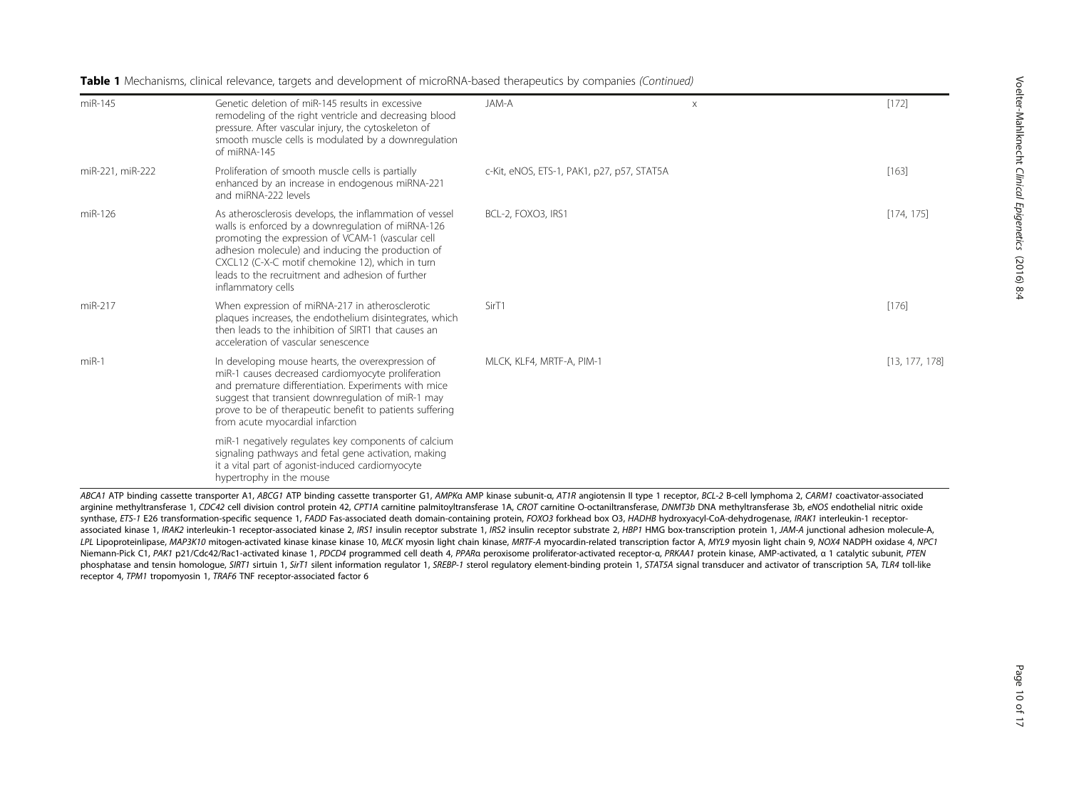**Table 1** Mechanisms, clinical relevance, targets and development of microRNA-based therapeutics by companies *(Continued)*

| | | | | |
|---|---|---|---|---|
| miR-145 | Genetic deletion of miR-145 results in excessive remodeling of the right ventricle and decreasing blood pressure. After vascular injury, the cytoskeleton of smooth muscle cells is modulated by a downregulation of miRNA-145 | JAM-A | x | [172] |
| miR-221, miR-222 | Proliferation of smooth muscle cells is partially enhanced by an increase in endogenous miRNA-221 and miRNA-222 levels | c-Kit, eNOS, ETS-1, PAK1, p27, p57, STAT5A | | [163] |
| miR-126 | As atherosclerosis develops, the inflammation of vessel walls is enforced by a downregulation of miRNA-126 promoting the expression of VCAM-1 (vascular cell adhesion molecule) and inducing the production of CXCL12 (C-X-C motif chemokine 12), which in turn leads to the recruitment and adhesion of further inflammatory cells | BCL-2, FOXO3, IRS1 | | [174, 175] |
| miR-217 | When expression of miRNA-217 in atherosclerotic plaques increases, the endothelium disintegrates, which then leads to the inhibition of SIRT1 that causes an acceleration of vascular senescence | SirT1 | | [176] |
| miR-1 | In developing mouse hearts, the overexpression of miR-1 causes decreased cardiomyocyte proliferation and premature differentiation. Experiments with mice suggest that transient downregulation of miR-1 may prove to be of therapeutic benefit to patients suffering from acute myocardial infarction | MLCK, KLF4, MRTF-A, PIM-1 | | [13, 177, 178] |
| | miR-1 negatively regulates key components of calcium signaling pathways and fetal gene activation, making it a vital part of agonist-induced cardiomyocyte hypertrophy in the mouse | | | |

*ABCA1* ATP binding cassette transporter A1, *ABCG1* ATP binding cassette transporter G1, *AMPKα* AMP kinase subunit-α, *AT1R* angiotensin II type 1 receptor, *BCL-2* B-cell lymphoma 2, *CARM1* coactivator-associated arginine methyltransferase 1, *CDC42* cell division control protein 42, *CPT1A* carnitine palmitoyltransferase 1A, *CROT* carnitine O-octaniltransferase, *DNMT3b* DNA methyltransferase 3b, *eNOS* endothelial nitric oxide synthase, *ETS-1* E26 transformation-specific sequence 1, *FADD* Fas-associated death domain-containing protein, *FOXO3* forkhead box O3, *HADHB* hydroxyacyl-CoA-dehydrogenase, *IRAK1* interleukin-1 receptor-associated kinase 1, *IRAK2* interleukin-1 receptor-associated kinase 2, *IRS1* insulin receptor substrate 1, *IRS2* insulin receptor substrate 2, *HBP1* HMG box-transcription protein 1, *JAM-A* junctional adhesion molecule-A, *LPL* Lipoproteinlipase, *MAP3K10* mitogen-activated kinase kinase kinase 10, *MLCK* myosin light chain kinase, *MRTF-A* myocardin-related transcription factor A, *MYL9* myosin light chain 9, *NOX4* NADPH oxidase 4, *NPC1* Niemann-Pick C1, *PAK1* p21/Cdc42/Rac1-activated kinase 1, *PDCD4* programmed cell death 4, *PPARα* peroxisome proliferator-activated receptor-α, *PRKAA1* protein kinase, AMP-activated, α 1 catalytic subunit, *PTEN* phosphatase and tensin homologue, *SIRT1* sirtuin 1, *SirT1* silent information regulator 1, *SREBP-1* sterol regulatory element-binding protein 1, *STAT5A* signal transducer and activator of transcription 5A, *TLR4* toll-like receptor 4, *TPM1* tropomyosin 1, *TRAF6* TNF receptor-associated factor 6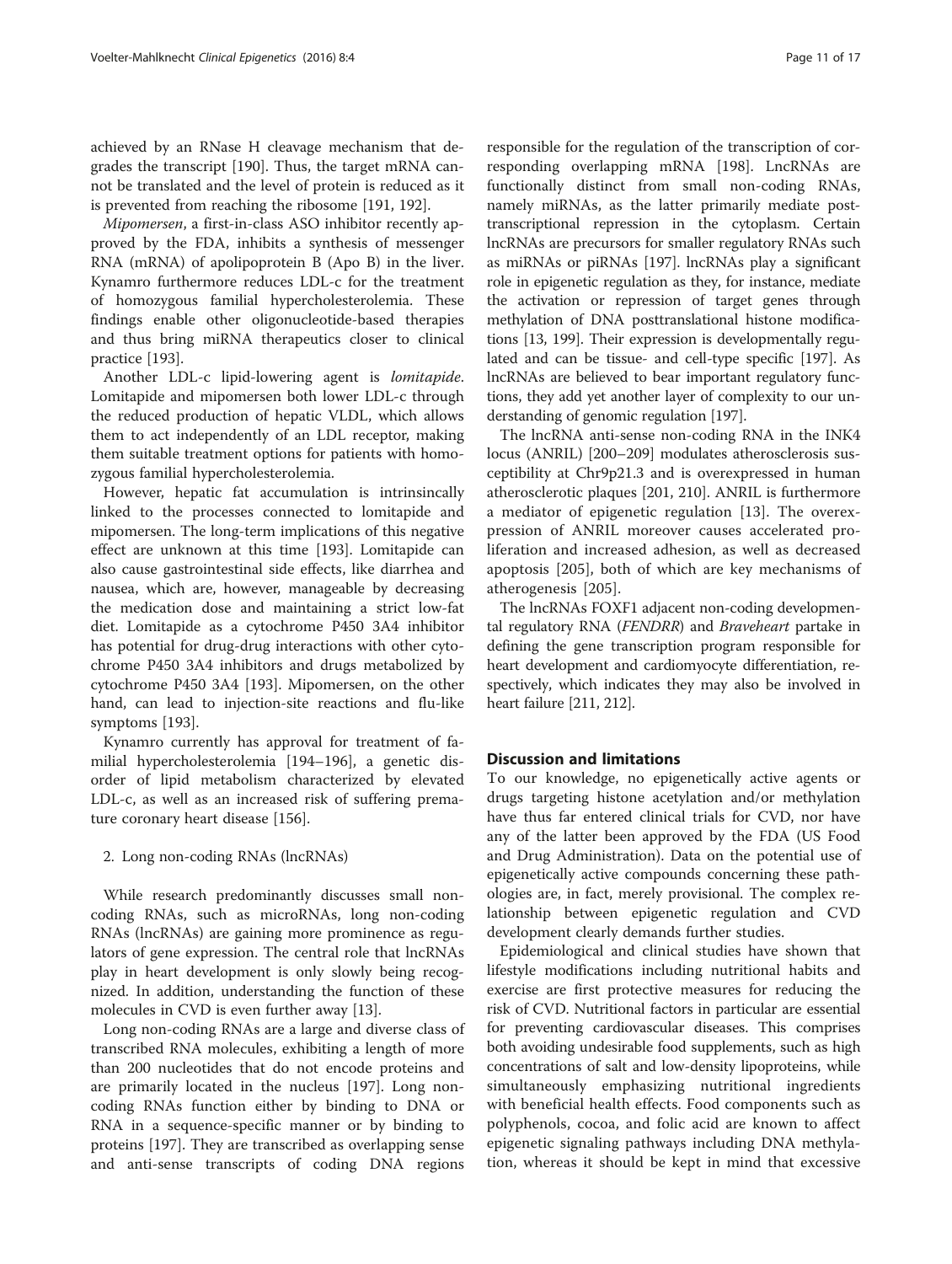achieved by an RNase H cleavage mechanism that degrades the transcript [190]. Thus, the target mRNA cannot be translated and the level of protein is reduced as it is prevented from reaching the ribosome [191, 192].

*Mipomersen*, a first-in-class ASO inhibitor recently approved by the FDA, inhibits a synthesis of messenger RNA (mRNA) of apolipoprotein B (Apo B) in the liver. Kynamro furthermore reduces LDL-c for the treatment of homozygous familial hypercholesterolemia. These findings enable other oligonucleotide-based therapies and thus bring miRNA therapeutics closer to clinical practice [193].

Another LDL-c lipid-lowering agent is *lomitapide*. Lomitapide and mipomersen both lower LDL-c through the reduced production of hepatic VLDL, which allows them to act independently of an LDL receptor, making them suitable treatment options for patients with homozygous familial hypercholesterolemia.

However, hepatic fat accumulation is intrinsincally linked to the processes connected to lomitapide and mipomersen. The long-term implications of this negative effect are unknown at this time [193]. Lomitapide can also cause gastrointestinal side effects, like diarrhea and nausea, which are, however, manageable by decreasing the medication dose and maintaining a strict low-fat diet. Lomitapide as a cytochrome P450 3A4 inhibitor has potential for drug-drug interactions with other cytochrome P450 3A4 inhibitors and drugs metabolized by cytochrome P450 3A4 [193]. Mipomersen, on the other hand, can lead to injection-site reactions and flu-like symptoms [193].

Kynamro currently has approval for treatment of familial hypercholesterolemia [194–196], a genetic disorder of lipid metabolism characterized by elevated LDL-c, as well as an increased risk of suffering premature coronary heart disease [156].

2. Long non-coding RNAs (lncRNAs)

While research predominantly discusses small non-coding RNAs, such as microRNAs, long non-coding RNAs (lncRNAs) are gaining more prominence as regulators of gene expression. The central role that lncRNAs play in heart development is only slowly being recognized. In addition, understanding the function of these molecules in CVD is even further away [13].

Long non-coding RNAs are a large and diverse class of transcribed RNA molecules, exhibiting a length of more than 200 nucleotides that do not encode proteins and are primarily located in the nucleus [197]. Long non-coding RNAs function either by binding to DNA or RNA in a sequence-specific manner or by binding to proteins [197]. They are transcribed as overlapping sense and anti-sense transcripts of coding DNA regions responsible for the regulation of the transcription of corresponding overlapping mRNA [198]. LncRNAs are functionally distinct from small non-coding RNAs, namely miRNAs, as the latter primarily mediate post-transcriptional repression in the cytoplasm. Certain lncRNAs are precursors for smaller regulatory RNAs such as miRNAs or piRNAs [197]. lncRNAs play a significant role in epigenetic regulation as they, for instance, mediate the activation or repression of target genes through methylation of DNA posttranslational histone modifications [13, 199]. Their expression is developmentally regulated and can be tissue- and cell-type specific [197]. As lncRNAs are believed to bear important regulatory functions, they add yet another layer of complexity to our understanding of genomic regulation [197].

The lncRNA anti-sense non-coding RNA in the INK4 locus (ANRIL) [200–209] modulates atherosclerosis susceptibility at Chr9p21.3 and is overexpressed in human atherosclerotic plaques [201, 210]. ANRIL is furthermore a mediator of epigenetic regulation [13]. The overexpression of ANRIL moreover causes accelerated proliferation and increased adhesion, as well as decreased apoptosis [205], both of which are key mechanisms of atherogenesis [205].

The lncRNAs FOXF1 adjacent non-coding developmental regulatory RNA (*FENDRR*) and *Braveheart* partake in defining the gene transcription program responsible for heart development and cardiomyocyte differentiation, respectively, which indicates they may also be involved in heart failure [211, 212].

## Discussion and limitations

To our knowledge, no epigenetically active agents or drugs targeting histone acetylation and/or methylation have thus far entered clinical trials for CVD, nor have any of the latter been approved by the FDA (US Food and Drug Administration). Data on the potential use of epigenetically active compounds concerning these pathologies are, in fact, merely provisional. The complex relationship between epigenetic regulation and CVD development clearly demands further studies.

Epidemiological and clinical studies have shown that lifestyle modifications including nutritional habits and exercise are first protective measures for reducing the risk of CVD. Nutritional factors in particular are essential for preventing cardiovascular diseases. This comprises both avoiding undesirable food supplements, such as high concentrations of salt and low-density lipoproteins, while simultaneously emphasizing nutritional ingredients with beneficial health effects. Food components such as polyphenols, cocoa, and folic acid are known to affect epigenetic signaling pathways including DNA methylation, whereas it should be kept in mind that excessive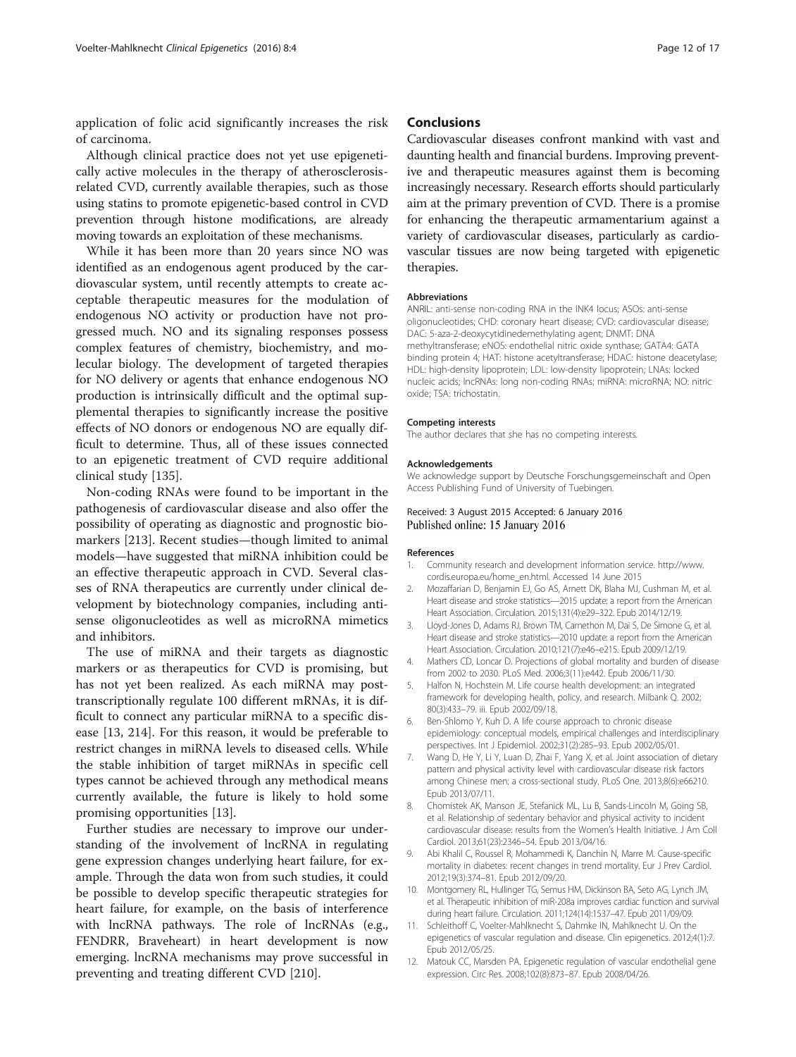application of folic acid significantly increases the risk of carcinoma.

Although clinical practice does not yet use epigenetically active molecules in the therapy of atherosclerosis-related CVD, currently available therapies, such as those using statins to promote epigenetic-based control in CVD prevention through histone modifications, are already moving towards an exploitation of these mechanisms.

While it has been more than 20 years since NO was identified as an endogenous agent produced by the cardiovascular system, until recently attempts to create acceptable therapeutic measures for the modulation of endogenous NO activity or production have not progressed much. NO and its signaling responses possess complex features of chemistry, biochemistry, and molecular biology. The development of targeted therapies for NO delivery or agents that enhance endogenous NO production is intrinsically difficult and the optimal supplemental therapies to significantly increase the positive effects of NO donors or endogenous NO are equally difficult to determine. Thus, all of these issues connected to an epigenetic treatment of CVD require additional clinical study [135].

Non-coding RNAs were found to be important in the pathogenesis of cardiovascular disease and also offer the possibility of operating as diagnostic and prognostic biomarkers [213]. Recent studies—though limited to animal models—have suggested that miRNA inhibition could be an effective therapeutic approach in CVD. Several classes of RNA therapeutics are currently under clinical development by biotechnology companies, including antisense oligonucleotides as well as microRNA mimetics and inhibitors.

The use of miRNA and their targets as diagnostic markers or as therapeutics for CVD is promising, but has not yet been realized. As each miRNA may post-transcriptionally regulate 100 different mRNAs, it is difficult to connect any particular miRNA to a specific disease [13, 214]. For this reason, it would be preferable to restrict changes in miRNA levels to diseased cells. While the stable inhibition of target miRNAs in specific cell types cannot be achieved through any methodical means currently available, the future is likely to hold some promising opportunities [13].

Further studies are necessary to improve our understanding of the involvement of lncRNA in regulating gene expression changes underlying heart failure, for example. Through the data won from such studies, it could be possible to develop specific therapeutic strategies for heart failure, for example, on the basis of interference with lncRNA pathways. The role of lncRNAs (e.g., FENDRR, Braveheart) in heart development is now emerging. lncRNA mechanisms may prove successful in preventing and treating different CVD [210].

## Conclusions

Cardiovascular diseases confront mankind with vast and daunting health and financial burdens. Improving preventive and therapeutic measures against them is becoming increasingly necessary. Research efforts should particularly aim at the primary prevention of CVD. There is a promise for enhancing the therapeutic armamentarium against a variety of cardiovascular diseases, particularly as cardiovascular tissues are now being targeted with epigenetic therapies.

#### Abbreviations

ANRIL: anti-sense non-coding RNA in the INK4 locus; ASOs: anti-sense oligonucleotides; CHD: coronary heart disease; CVD: cardiovascular disease; DAC: 5-aza-2-deoxycytidinedemethylating agent; DNMT: DNA methyltransferase; eNOS: endothelial nitric oxide synthase; GATA4: GATA binding protein 4; HAT: histone acetyltransferase; HDAC: histone deacetylase; HDL: high-density lipoprotein; LDL: low-density lipoprotein; LNAs: locked nucleic acids; lncRNAs: long non-coding RNAs; miRNA: microRNA; NO: nitric oxide; TSA: trichostatin.

#### Competing interests

The author declares that she has no competing interests.

#### Acknowledgements

We acknowledge support by Deutsche Forschungsgemeinschaft and Open Access Publishing Fund of University of Tuebingen.

Received: 3 August 2015 Accepted: 6 January 2016
Published online: 15 January 2016

#### References

1. Community research and development information service. http://www.cordis.europa.eu/home_en.html. Accessed 14 June 2015
2. Mozaffarian D, Benjamin EJ, Go AS, Arnett DK, Blaha MJ, Cushman M, et al. Heart disease and stroke statistics—2015 update: a report from the American Heart Association. Circulation. 2015;131(4):e29–322. Epub 2014/12/19.
3. Lloyd-Jones D, Adams RJ, Brown TM, Carnethon M, Dai S, De Simone G, et al. Heart disease and stroke statistics—2010 update: a report from the American Heart Association. Circulation. 2010;121(7):e46–e215. Epub 2009/12/19.
4. Mathers CD, Loncar D. Projections of global mortality and burden of disease from 2002 to 2030. PLoS Med. 2006;3(11):e442. Epub 2006/11/30.
5. Halfon N, Hochstein M. Life course health development: an integrated framework for developing health, policy, and research. Milbank Q. 2002; 80(3):433–79. iii. Epub 2002/09/18.
6. Ben-Shlomo Y, Kuh D. A life course approach to chronic disease epidemiology: conceptual models, empirical challenges and interdisciplinary perspectives. Int J Epidemiol. 2002;31(2):285–93. Epub 2002/05/01.
7. Wang D, He Y, Li Y, Luan D, Zhai F, Yang X, et al. Joint association of dietary pattern and physical activity level with cardiovascular disease risk factors among Chinese men: a cross-sectional study. PLoS One. 2013;8(6):e66210. Epub 2013/07/11.
8. Chomistek AK, Manson JE, Stefanick ML, Lu B, Sands-Lincoln M, Going SB, et al. Relationship of sedentary behavior and physical activity to incident cardiovascular disease: results from the Women's Health Initiative. J Am Coll Cardiol. 2013;61(23):2346–54. Epub 2013/04/16.
9. Abi Khalil C, Roussel R, Mohammedi K, Danchin N, Marre M. Cause-specific mortality in diabetes: recent changes in trend mortality. Eur J Prev Cardiol. 2012;19(3):374–81. Epub 2012/09/20.
10. Montgomery RL, Hullinger TG, Semus HM, Dickinson BA, Seto AG, Lynch JM, et al. Therapeutic inhibition of miR-208a improves cardiac function and survival during heart failure. Circulation. 2011;124(14):1537–47. Epub 2011/09/09.
11. Schleithoff C, Voelter-Mahlknecht S, Dahmke IN, Mahlknecht U. On the epigenetics of vascular regulation and disease. Clin epigenetics. 2012;4(1):7. Epub 2012/05/25.
12. Matouk CC, Marsden PA. Epigenetic regulation of vascular endothelial gene expression. Circ Res. 2008;102(8):873–87. Epub 2008/04/26.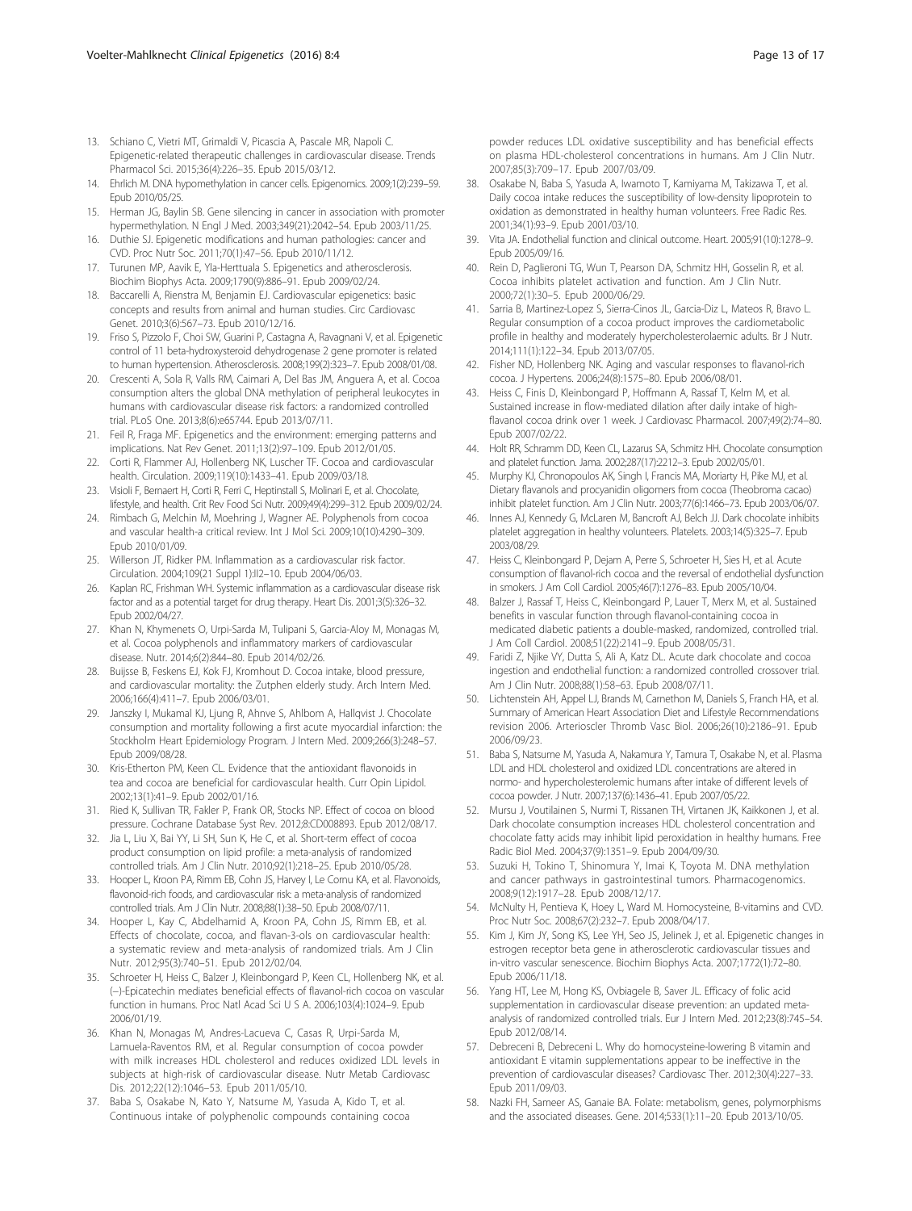13. Schiano C, Vietri MT, Grimaldi V, Picascia A, Pascale MR, Napoli C. Epigenetic-related therapeutic challenges in cardiovascular disease. Trends Pharmacol Sci. 2015;36(4):226–35. Epub 2015/03/12.
14. Ehrlich M. DNA hypomethylation in cancer cells. Epigenomics. 2009;1(2):239–59. Epub 2010/05/25.
15. Herman JG, Baylin SB. Gene silencing in cancer in association with promoter hypermethylation. N Engl J Med. 2003;349(21):2042–54. Epub 2003/11/25.
16. Duthie SJ. Epigenetic modifications and human pathologies: cancer and CVD. Proc Nutr Soc. 2011;70(1):47–56. Epub 2010/11/12.
17. Turunen MP, Aavik E, Yla-Herttuala S. Epigenetics and atherosclerosis. Biochim Biophys Acta. 2009;1790(9):886–91. Epub 2009/02/24.
18. Baccarelli A, Rienstra M, Benjamin EJ. Cardiovascular epigenetics: basic concepts and results from animal and human studies. Circ Cardiovasc Genet. 2010;3(6):567–73. Epub 2010/12/16.
19. Friso S, Pizzolo F, Choi SW, Guarini P, Castagna A, Ravagnani V, et al. Epigenetic control of 11 beta-hydroxysteroid dehydrogenase 2 gene promoter is related to human hypertension. Atherosclerosis. 2008;199(2):323–7. Epub 2008/01/08.
20. Crescenti A, Sola R, Valls RM, Caimari A, Del Bas JM, Anguera A, et al. Cocoa consumption alters the global DNA methylation of peripheral leukocytes in humans with cardiovascular disease risk factors: a randomized controlled trial. PLoS One. 2013;8(6):e65744. Epub 2013/07/11.
21. Feil R, Fraga MF. Epigenetics and the environment: emerging patterns and implications. Nat Rev Genet. 2011;13(2):97–109. Epub 2012/01/05.
22. Corti R, Flammer AJ, Hollenberg NK, Luscher TF. Cocoa and cardiovascular health. Circulation. 2009;119(10):1433–41. Epub 2009/03/18.
23. Visioli F, Bernaert H, Corti R, Ferri C, Heptinstall S, Molinari E, et al. Chocolate, lifestyle, and health. Crit Rev Food Sci Nutr. 2009;49(4):299–312. Epub 2009/02/24.
24. Rimbach G, Melchin M, Moehring J, Wagner AE. Polyphenols from cocoa and vascular health-a critical review. Int J Mol Sci. 2009;10(10):4290–309. Epub 2010/01/09.
25. Willerson JT, Ridker PM. Inflammation as a cardiovascular risk factor. Circulation. 2004;109(21 Suppl 1):II2–10. Epub 2004/06/03.
26. Kaplan RC, Frishman WH. Systemic inflammation as a cardiovascular disease risk factor and as a potential target for drug therapy. Heart Dis. 2001;3(5):326–32. Epub 2002/04/27.
27. Khan N, Khymenets O, Urpi-Sarda M, Tulipani S, Garcia-Aloy M, Monagas M, et al. Cocoa polyphenols and inflammatory markers of cardiovascular disease. Nutr. 2014;6(2):844–80. Epub 2014/02/26.
28. Buijsse B, Feskens EJ, Kok FJ, Kromhout D. Cocoa intake, blood pressure, and cardiovascular mortality: the Zutphen elderly study. Arch Intern Med. 2006;166(4):411–7. Epub 2006/03/01.
29. Janszky I, Mukamal KJ, Ljung R, Ahnve S, Ahlbom A, Hallqvist J. Chocolate consumption and mortality following a first acute myocardial infarction: the Stockholm Heart Epidemiology Program. J Intern Med. 2009;266(3):248–57. Epub 2009/08/28.
30. Kris-Etherton PM, Keen CL. Evidence that the antioxidant flavonoids in tea and cocoa are beneficial for cardiovascular health. Curr Opin Lipidol. 2002;13(1):41–9. Epub 2002/01/16.
31. Ried K, Sullivan TR, Fakler P, Frank OR, Stocks NP. Effect of cocoa on blood pressure. Cochrane Database Syst Rev. 2012;8:CD008893. Epub 2012/08/17.
32. Jia L, Liu X, Bai YY, Li SH, Sun K, He C, et al. Short-term effect of cocoa product consumption on lipid profile: a meta-analysis of randomized controlled trials. Am J Clin Nutr. 2010;92(1):218–25. Epub 2010/05/28.
33. Hooper L, Kroon PA, Rimm EB, Cohn JS, Harvey I, Le Cornu KA, et al. Flavonoids, flavonoid-rich foods, and cardiovascular risk: a meta-analysis of randomized controlled trials. Am J Clin Nutr. 2008;88(1):38–50. Epub 2008/07/11.
34. Hooper L, Kay C, Abdelhamid A, Kroon PA, Cohn JS, Rimm EB, et al. Effects of chocolate, cocoa, and flavan-3-ols on cardiovascular health: a systematic review and meta-analysis of randomized trials. Am J Clin Nutr. 2012;95(3):740–51. Epub 2012/02/04.
35. Schroeter H, Heiss C, Balzer J, Kleinbongard P, Keen CL, Hollenberg NK, et al. (−)-Epicatechin mediates beneficial effects of flavanol-rich cocoa on vascular function in humans. Proc Natl Acad Sci U S A. 2006;103(4):1024–9. Epub 2006/01/19.
36. Khan N, Monagas M, Andres-Lacueva C, Casas R, Urpi-Sarda M, Lamuela-Raventos RM, et al. Regular consumption of cocoa powder with milk increases HDL cholesterol and reduces oxidized LDL levels in subjects at high-risk of cardiovascular disease. Nutr Metab Cardiovasc Dis. 2012;22(12):1046–53. Epub 2011/05/10.
37. Baba S, Osakabe N, Kato Y, Natsume M, Yasuda A, Kido T, et al. Continuous intake of polyphenolic compounds containing cocoa powder reduces LDL oxidative susceptibility and has beneficial effects on plasma HDL-cholesterol concentrations in humans. Am J Clin Nutr. 2007;85(3):709–17. Epub 2007/03/09.
38. Osakabe N, Baba S, Yasuda A, Iwamoto T, Kamiyama M, Takizawa T, et al. Daily cocoa intake reduces the susceptibility of low-density lipoprotein to oxidation as demonstrated in healthy human volunteers. Free Radic Res. 2001;34(1):93–9. Epub 2001/03/10.
39. Vita JA. Endothelial function and clinical outcome. Heart. 2005;91(10):1278–9. Epub 2005/09/16.
40. Rein D, Paglieroni TG, Wun T, Pearson DA, Schmitz HH, Gosselin R, et al. Cocoa inhibits platelet activation and function. Am J Clin Nutr. 2000;72(1):30–5. Epub 2000/06/29.
41. Sarria B, Martinez-Lopez S, Sierra-Cinos JL, Garcia-Diz L, Mateos R, Bravo L. Regular consumption of a cocoa product improves the cardiometabolic profile in healthy and moderately hypercholesterolaemic adults. Br J Nutr. 2014;111(1):122–34. Epub 2013/07/05.
42. Fisher ND, Hollenberg NK. Aging and vascular responses to flavanol-rich cocoa. J Hypertens. 2006;24(8):1575–80. Epub 2006/08/01.
43. Heiss C, Finis D, Kleinbongard P, Hoffmann A, Rassaf T, Kelm M, et al. Sustained increase in flow-mediated dilation after daily intake of high-flavanol cocoa drink over 1 week. J Cardiovasc Pharmacol. 2007;49(2):74–80. Epub 2007/02/22.
44. Holt RR, Schramm DD, Keen CL, Lazarus SA, Schmitz HH. Chocolate consumption and platelet function. Jama. 2002;287(17):2212–3. Epub 2002/05/01.
45. Murphy KJ, Chronopoulos AK, Singh I, Francis MA, Moriarty H, Pike MJ, et al. Dietary flavanols and procyanidin oligomers from cocoa (Theobroma cacao) inhibit platelet function. Am J Clin Nutr. 2003;77(6):1466–73. Epub 2003/06/07.
46. Innes AJ, Kennedy G, McLaren M, Bancroft AJ, Belch JJ. Dark chocolate inhibits platelet aggregation in healthy volunteers. Platelets. 2003;14(5):325–7. Epub 2003/08/29.
47. Heiss C, Kleinbongard P, Dejam A, Perre S, Schroeter H, Sies H, et al. Acute consumption of flavanol-rich cocoa and the reversal of endothelial dysfunction in smokers. J Am Coll Cardiol. 2005;46(7):1276–83. Epub 2005/10/04.
48. Balzer J, Rassaf T, Heiss C, Kleinbongard P, Lauer T, Merx M, et al. Sustained benefits in vascular function through flavanol-containing cocoa in medicated diabetic patients a double-masked, randomized, controlled trial. J Am Coll Cardiol. 2008;51(22):2141–9. Epub 2008/05/31.
49. Faridi Z, Njike VY, Dutta S, Ali A, Katz DL. Acute dark chocolate and cocoa ingestion and endothelial function: a randomized controlled crossover trial. Am J Clin Nutr. 2008;88(1):58–63. Epub 2008/07/11.
50. Lichtenstein AH, Appel LJ, Brands M, Carnethon M, Daniels S, Franch HA, et al. Summary of American Heart Association Diet and Lifestyle Recommendations revision 2006. Arterioscler Thromb Vasc Biol. 2006;26(10):2186–91. Epub 2006/09/23.
51. Baba S, Natsume M, Yasuda A, Nakamura Y, Tamura T, Osakabe N, et al. Plasma LDL and HDL cholesterol and oxidized LDL concentrations are altered in normo- and hypercholesterolemic humans after intake of different levels of cocoa powder. J Nutr. 2007;137(6):1436–41. Epub 2007/05/22.
52. Mursu J, Voutilainen S, Nurmi T, Rissanen TH, Virtanen JK, Kaikkonen J, et al. Dark chocolate consumption increases HDL cholesterol concentration and chocolate fatty acids may inhibit lipid peroxidation in healthy humans. Free Radic Biol Med. 2004;37(9):1351–9. Epub 2004/09/30.
53. Suzuki H, Tokino T, Shinomura Y, Imai K, Toyota M. DNA methylation and cancer pathways in gastrointestinal tumors. Pharmacogenomics. 2008;9(12):1917–28. Epub 2008/12/17.
54. McNulty H, Pentieva K, Hoey L, Ward M. Homocysteine, B-vitamins and CVD. Proc Nutr Soc. 2008;67(2):232–7. Epub 2008/04/17.
55. Kim J, Kim JY, Song KS, Lee YH, Seo JS, Jelinek J, et al. Epigenetic changes in estrogen receptor beta gene in atherosclerotic cardiovascular tissues and in-vitro vascular senescence. Biochim Biophys Acta. 2007;1772(1):72–80. Epub 2006/11/18.
56. Yang HT, Lee M, Hong KS, Ovbiagele B, Saver JL. Efficacy of folic acid supplementation in cardiovascular disease prevention: an updated meta-analysis of randomized controlled trials. Eur J Intern Med. 2012;23(8):745–54. Epub 2012/08/14.
57. Debreceni B, Debreceni L. Why do homocysteine-lowering B vitamin and antioxidant E vitamin supplementations appear to be ineffective in the prevention of cardiovascular diseases? Cardiovasc Ther. 2012;30(4):227–33. Epub 2011/09/03.
58. Nazki FH, Sameer AS, Ganaie BA. Folate: metabolism, genes, polymorphisms and the associated diseases. Gene. 2014;533(1):11–20. Epub 2013/10/05.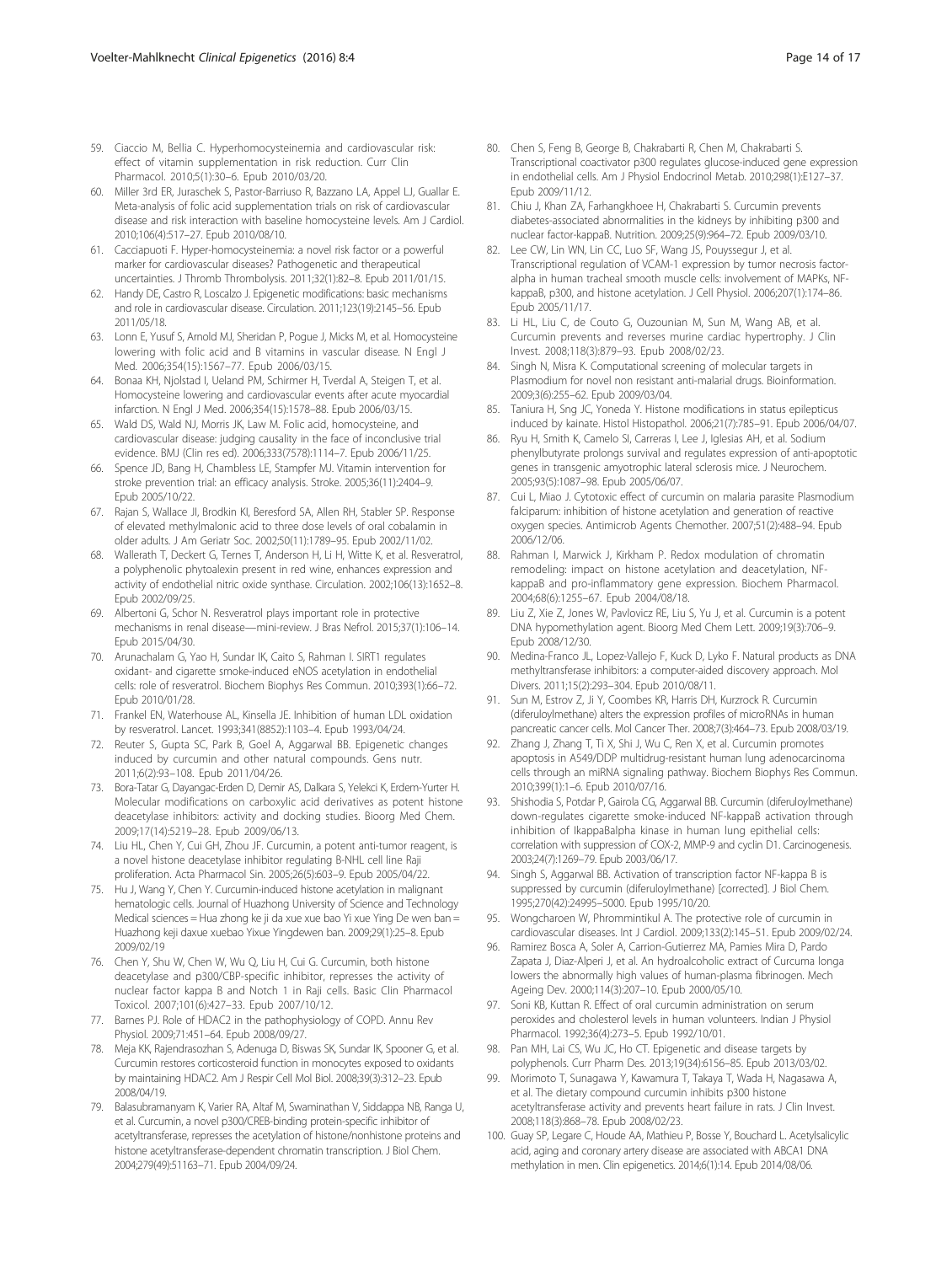59. Ciaccio M, Bellia C. Hyperhomocysteinemia and cardiovascular risk: effect of vitamin supplementation in risk reduction. Curr Clin Pharmacol. 2010;5(1):30–6. Epub 2010/03/20.
60. Miller 3rd ER, Juraschek S, Pastor-Barriuso R, Bazzano LA, Appel LJ, Guallar E. Meta-analysis of folic acid supplementation trials on risk of cardiovascular disease and risk interaction with baseline homocysteine levels. Am J Cardiol. 2010;106(4):517–27. Epub 2010/08/10.
61. Cacciapuoti F. Hyper-homocysteinemia: a novel risk factor or a powerful marker for cardiovascular diseases? Pathogenetic and therapeutical uncertainties. J Thromb Thrombolysis. 2011;32(1):82–8. Epub 2011/01/15.
62. Handy DE, Castro R, Loscalzo J. Epigenetic modifications: basic mechanisms and role in cardiovascular disease. Circulation. 2011;123(19):2145–56. Epub 2011/05/18.
63. Lonn E, Yusuf S, Arnold MJ, Sheridan P, Pogue J, Micks M, et al. Homocysteine lowering with folic acid and B vitamins in vascular disease. N Engl J Med. 2006;354(15):1567–77. Epub 2006/03/15.
64. Bonaa KH, Njolstad I, Ueland PM, Schirmer H, Tverdal A, Steigen T, et al. Homocysteine lowering and cardiovascular events after acute myocardial infarction. N Engl J Med. 2006;354(15):1578–88. Epub 2006/03/15.
65. Wald DS, Wald NJ, Morris JK, Law M. Folic acid, homocysteine, and cardiovascular disease: judging causality in the face of inconclusive trial evidence. BMJ (Clin res ed). 2006;333(7578):1114–7. Epub 2006/11/25.
66. Spence JD, Bang H, Chambless LE, Stampfer MJ. Vitamin intervention for stroke prevention trial: an efficacy analysis. Stroke. 2005;36(11):2404–9. Epub 2005/10/22.
67. Rajan S, Wallace JI, Brodkin KI, Beresford SA, Allen RH, Stabler SP. Response of elevated methylmalonic acid to three dose levels of oral cobalamin in older adults. J Am Geriatr Soc. 2002;50(11):1789–95. Epub 2002/11/02.
68. Wallerath T, Deckert G, Ternes T, Anderson H, Li H, Witte K, et al. Resveratrol, a polyphenolic phytoalexin present in red wine, enhances expression and activity of endothelial nitric oxide synthase. Circulation. 2002;106(13):1652–8. Epub 2002/09/25.
69. Albertoni G, Schor N. Resveratrol plays important role in protective mechanisms in renal disease—mini-review. J Bras Nefrol. 2015;37(1):106–14. Epub 2015/04/30.
70. Arunachalam G, Yao H, Sundar IK, Caito S, Rahman I. SIRT1 regulates oxidant- and cigarette smoke-induced eNOS acetylation in endothelial cells: role of resveratrol. Biochem Biophys Res Commun. 2010;393(1):66–72. Epub 2010/01/28.
71. Frankel EN, Waterhouse AL, Kinsella JE. Inhibition of human LDL oxidation by resveratrol. Lancet. 1993;341(8852):1103–4. Epub 1993/04/24.
72. Reuter S, Gupta SC, Park B, Goel A, Aggarwal BB. Epigenetic changes induced by curcumin and other natural compounds. Gens nutr. 2011;6(2):93–108. Epub 2011/04/26.
73. Bora-Tatar G, Dayangac-Erden D, Demir AS, Dalkara S, Yelekci K, Erdem-Yurter H. Molecular modifications on carboxylic acid derivatives as potent histone deacetylase inhibitors: activity and docking studies. Bioorg Med Chem. 2009;17(14):5219–28. Epub 2009/06/13.
74. Liu HL, Chen Y, Cui GH, Zhou JF. Curcumin, a potent anti-tumor reagent, is a novel histone deacetylase inhibitor regulating B-NHL cell line Raji proliferation. Acta Pharmacol Sin. 2005;26(5):603–9. Epub 2005/04/22.
75. Hu J, Wang Y, Chen Y. Curcumin-induced histone acetylation in malignant hematologic cells. Journal of Huazhong University of Science and Technology Medical sciences = Hua zhong ke ji da xue xue bao Yi xue Ying De wen ban = Huazhong keji daxue xuebao Yixue Yingdewen ban. 2009;29(1):25–8. Epub 2009/02/19
76. Chen Y, Shu W, Chen W, Wu Q, Liu H, Cui G. Curcumin, both histone deacetylase and p300/CBP-specific inhibitor, represses the activity of nuclear factor kappa B and Notch 1 in Raji cells. Basic Clin Pharmacol Toxicol. 2007;101(6):427–33. Epub 2007/10/12.
77. Barnes PJ. Role of HDAC2 in the pathophysiology of COPD. Annu Rev Physiol. 2009;71:451–64. Epub 2008/09/27.
78. Meja KK, Rajendrasozhan S, Adenuga D, Biswas SK, Sundar IK, Spooner G, et al. Curcumin restores corticosteroid function in monocytes exposed to oxidants by maintaining HDAC2. Am J Respir Cell Mol Biol. 2008;39(3):312–23. Epub 2008/04/19.
79. Balasubramanyam K, Varier RA, Altaf M, Swaminathan V, Siddappa NB, Ranga U, et al. Curcumin, a novel p300/CREB-binding protein-specific inhibitor of acetyltransferase, represses the acetylation of histone/nonhistone proteins and histone acetyltransferase-dependent chromatin transcription. J Biol Chem. 2004;279(49):51163–71. Epub 2004/09/24.
80. Chen S, Feng B, George B, Chakrabarti R, Chen M, Chakrabarti S. Transcriptional coactivator p300 regulates glucose-induced gene expression in endothelial cells. Am J Physiol Endocrinol Metab. 2010;298(1):E127–37. Epub 2009/11/12.
81. Chiu J, Khan ZA, Farhangkhoee H, Chakrabarti S. Curcumin prevents diabetes-associated abnormalities in the kidneys by inhibiting p300 and nuclear factor-kappaB. Nutrition. 2009;25(9):964–72. Epub 2009/03/10.
82. Lee CW, Lin WN, Lin CC, Luo SF, Wang JS, Pouyssegur J, et al. Transcriptional regulation of VCAM-1 expression by tumor necrosis factor-alpha in human tracheal smooth muscle cells: involvement of MAPKs, NF-kappaB, p300, and histone acetylation. J Cell Physiol. 2006;207(1):174–86. Epub 2005/11/17.
83. Li HL, Liu C, de Couto G, Ouzounian M, Sun M, Wang AB, et al. Curcumin prevents and reverses murine cardiac hypertrophy. J Clin Invest. 2008;118(3):879–93. Epub 2008/02/23.
84. Singh N, Misra K. Computational screening of molecular targets in Plasmodium for novel non resistant anti-malarial drugs. Bioinformation. 2009;3(6):255–62. Epub 2009/03/04.
85. Taniura H, Sng JC, Yoneda Y. Histone modifications in status epilepticus induced by kainate. Histol Histopathol. 2006;21(7):785–91. Epub 2006/04/07.
86. Ryu H, Smith K, Camelo SI, Carreras I, Lee J, Iglesias AH, et al. Sodium phenylbutyrate prolongs survival and regulates expression of anti-apoptotic genes in transgenic amyotrophic lateral sclerosis mice. J Neurochem. 2005;93(5):1087–98. Epub 2005/06/07.
87. Cui L, Miao J. Cytotoxic effect of curcumin on malaria parasite Plasmodium falciparum: inhibition of histone acetylation and generation of reactive oxygen species. Antimicrob Agents Chemother. 2007;51(2):488–94. Epub 2006/12/06.
88. Rahman I, Marwick J, Kirkham P. Redox modulation of chromatin remodeling: impact on histone acetylation and deacetylation, NF-kappaB and pro-inflammatory gene expression. Biochem Pharmacol. 2004;68(6):1255–67. Epub 2004/08/18.
89. Liu Z, Xie Z, Jones W, Pavlovicz RE, Liu S, Yu J, et al. Curcumin is a potent DNA hypomethylation agent. Bioorg Med Chem Lett. 2009;19(3):706–9. Epub 2008/12/30.
90. Medina-Franco JL, Lopez-Vallejo F, Kuck D, Lyko F. Natural products as DNA methyltransferase inhibitors: a computer-aided discovery approach. Mol Divers. 2011;15(2):293–304. Epub 2010/08/11.
91. Sun M, Estrov Z, Ji Y, Coombes KR, Harris DH, Kurzrock R. Curcumin (diferuloylmethane) alters the expression profiles of microRNAs in human pancreatic cancer cells. Mol Cancer Ther. 2008;7(3):464–73. Epub 2008/03/19.
92. Zhang J, Zhang T, Ti X, Shi J, Wu C, Ren X, et al. Curcumin promotes apoptosis in A549/DDP multidrug-resistant human lung adenocarcinoma cells through an miRNA signaling pathway. Biochem Biophys Res Commun. 2010;399(1):1–6. Epub 2010/07/16.
93. Shishodia S, Potdar P, Gairola CG, Aggarwal BB. Curcumin (diferuloylmethane) down-regulates cigarette smoke-induced NF-kappaB activation through inhibition of IkappaBalpha kinase in human lung epithelial cells: correlation with suppression of COX-2, MMP-9 and cyclin D1. Carcinogenesis. 2003;24(7):1269–79. Epub 2003/06/17.
94. Singh S, Aggarwal BB. Activation of transcription factor NF-kappa B is suppressed by curcumin (diferuloylmethane) [corrected]. J Biol Chem. 1995;270(42):24995–5000. Epub 1995/10/20.
95. Wongcharoen W, Phrommintikul A. The protective role of curcumin in cardiovascular diseases. Int J Cardiol. 2009;133(2):145–51. Epub 2009/02/24.
96. Ramirez Bosca A, Soler A, Carrion-Gutierrez MA, Pamies Mira D, Pardo Zapata J, Diaz-Alperi J, et al. An hydroalcoholic extract of Curcuma longa lowers the abnormally high values of human-plasma fibrinogen. Mech Ageing Dev. 2000;114(3):207–10. Epub 2000/05/10.
97. Soni KB, Kuttan R. Effect of oral curcumin administration on serum peroxides and cholesterol levels in human volunteers. Indian J Physiol Pharmacol. 1992;36(4):273–5. Epub 1992/10/01.
98. Pan MH, Lai CS, Wu JC, Ho CT. Epigenetic and disease targets by polyphenols. Curr Pharm Des. 2013;19(34):6156–85. Epub 2013/03/02.
99. Morimoto T, Sunagawa Y, Kawamura T, Takaya T, Wada H, Nagasawa A, et al. The dietary compound curcumin inhibits p300 histone acetyltransferase activity and prevents heart failure in rats. J Clin Invest. 2008;118(3):868–78. Epub 2008/02/23.
100. Guay SP, Legare C, Houde AA, Mathieu P, Bosse Y, Bouchard L. Acetylsalicylic acid, aging and coronary artery disease are associated with ABCA1 DNA methylation in men. Clin epigenetics. 2014;6(1):14. Epub 2014/08/06.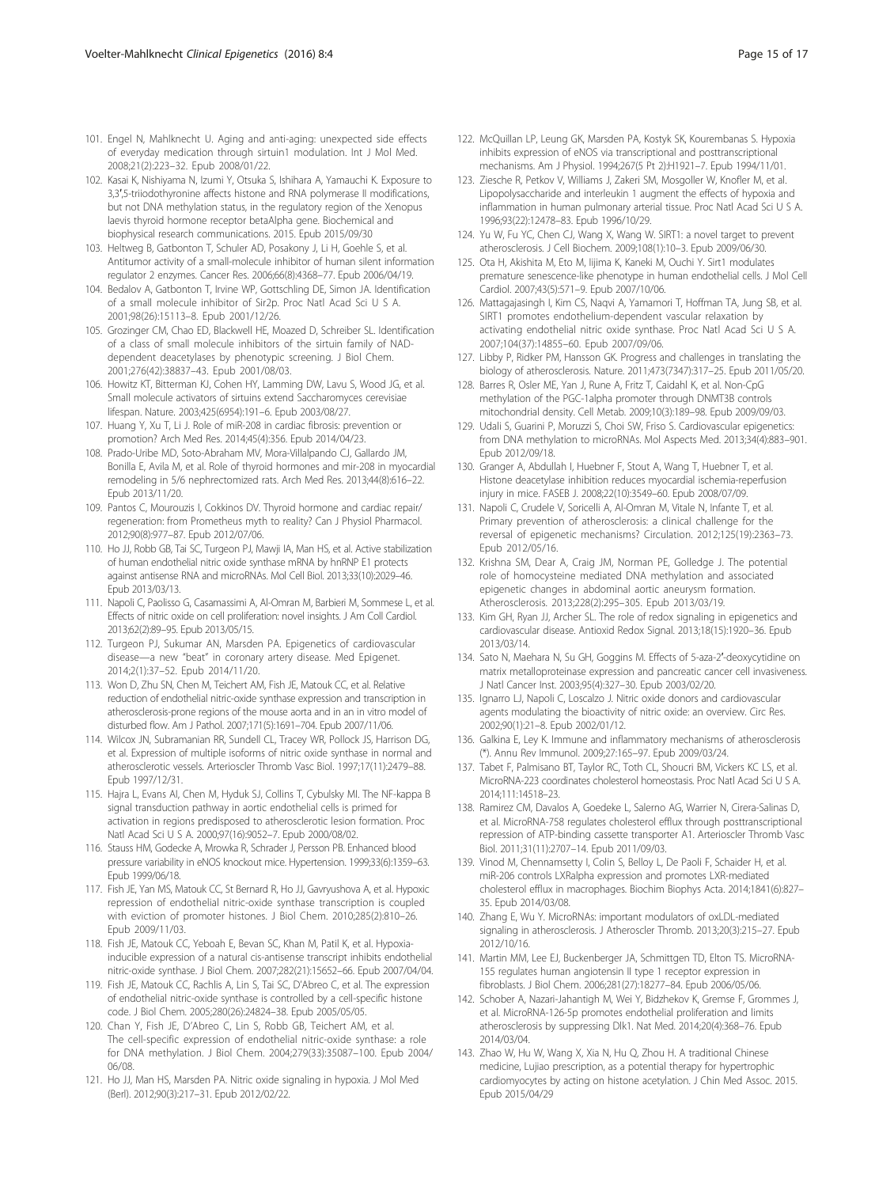101. Engel N, Mahlknecht U. Aging and anti-aging: unexpected side effects of everyday medication through sirtuin1 modulation. Int J Mol Med. 2008;21(2):223–32. Epub 2008/01/22.
102. Kasai K, Nishiyama N, Izumi Y, Otsuka S, Ishihara A, Yamauchi K. Exposure to 3,3′,5-triiodothyronine affects histone and RNA polymerase II modifications, but not DNA methylation status, in the regulatory region of the Xenopus laevis thyroid hormone receptor betaAlpha gene. Biochemical and biophysical research communications. 2015. Epub 2015/09/30
103. Heltweg B, Gatbonton T, Schuler AD, Posakony J, Li H, Goehle S, et al. Antitumor activity of a small-molecule inhibitor of human silent information regulator 2 enzymes. Cancer Res. 2006;66(8):4368–77. Epub 2006/04/19.
104. Bedalov A, Gatbonton T, Irvine WP, Gottschling DE, Simon JA. Identification of a small molecule inhibitor of Sir2p. Proc Natl Acad Sci U S A. 2001;98(26):15113–8. Epub 2001/12/26.
105. Grozinger CM, Chao ED, Blackwell HE, Moazed D, Schreiber SL. Identification of a class of small molecule inhibitors of the sirtuin family of NAD-dependent deacetylases by phenotypic screening. J Biol Chem. 2001;276(42):38837–43. Epub 2001/08/03.
106. Howitz KT, Bitterman KJ, Cohen HY, Lamming DW, Lavu S, Wood JG, et al. Small molecule activators of sirtuins extend Saccharomyces cerevisiae lifespan. Nature. 2003;425(6954):191–6. Epub 2003/08/27.
107. Huang Y, Xu T, Li J. Role of miR-208 in cardiac fibrosis: prevention or promotion? Arch Med Res. 2014;45(4):356. Epub 2014/04/23.
108. Prado-Uribe MD, Soto-Abraham MV, Mora-Villalpando CJ, Gallardo JM, Bonilla E, Avila M, et al. Role of thyroid hormones and mir-208 in myocardial remodeling in 5/6 nephrectomized rats. Arch Med Res. 2013;44(8):616–22. Epub 2013/11/20.
109. Pantos C, Mourouzis I, Cokkinos DV. Thyroid hormone and cardiac repair/regeneration: from Prometheus myth to reality? Can J Physiol Pharmacol. 2012;90(8):977–87. Epub 2012/07/06.
110. Ho JJ, Robb GB, Tai SC, Turgeon PJ, Mawji IA, Man HS, et al. Active stabilization of human endothelial nitric oxide synthase mRNA by hnRNP E1 protects against antisense RNA and microRNAs. Mol Cell Biol. 2013;33(10):2029–46. Epub 2013/03/13.
111. Napoli C, Paolisso G, Casamassimi A, Al-Omran M, Barbieri M, Sommese L, et al. Effects of nitric oxide on cell proliferation: novel insights. J Am Coll Cardiol. 2013;62(2):89–95. Epub 2013/05/15.
112. Turgeon PJ, Sukumar AN, Marsden PA. Epigenetics of cardiovascular disease—a new "beat" in coronary artery disease. Med Epigenet. 2014;2(1):37–52. Epub 2014/11/20.
113. Won D, Zhu SN, Chen M, Teichert AM, Fish JE, Matouk CC, et al. Relative reduction of endothelial nitric-oxide synthase expression and transcription in atherosclerosis-prone regions of the mouse aorta and in an in vitro model of disturbed flow. Am J Pathol. 2007;171(5):1691–704. Epub 2007/11/06.
114. Wilcox JN, Subramanian RR, Sundell CL, Tracey WR, Pollock JS, Harrison DG, et al. Expression of multiple isoforms of nitric oxide synthase in normal and atherosclerotic vessels. Arterioscler Thromb Vasc Biol. 1997;17(11):2479–88. Epub 1997/12/31.
115. Hajra L, Evans AI, Chen M, Hyduk SJ, Collins T, Cybulsky MI. The NF-kappa B signal transduction pathway in aortic endothelial cells is primed for activation in regions predisposed to atherosclerotic lesion formation. Proc Natl Acad Sci U S A. 2000;97(16):9052–7. Epub 2000/08/02.
116. Stauss HM, Godecke A, Mrowka R, Schrader J, Persson PB. Enhanced blood pressure variability in eNOS knockout mice. Hypertension. 1999;33(6):1359–63. Epub 1999/06/18.
117. Fish JE, Yan MS, Matouk CC, St Bernard R, Ho JJ, Gavryushova A, et al. Hypoxic repression of endothelial nitric-oxide synthase transcription is coupled with eviction of promoter histones. J Biol Chem. 2010;285(2):810–26. Epub 2009/11/03.
118. Fish JE, Matouk CC, Yeboah E, Bevan SC, Khan M, Patil K, et al. Hypoxia-inducible expression of a natural cis-antisense transcript inhibits endothelial nitric-oxide synthase. J Biol Chem. 2007;282(21):15652–66. Epub 2007/04/04.
119. Fish JE, Matouk CC, Rachlis A, Lin S, Tai SC, D'Abreo C, et al. The expression of endothelial nitric-oxide synthase is controlled by a cell-specific histone code. J Biol Chem. 2005;280(26):24824–38. Epub 2005/05/05.
120. Chan Y, Fish JE, D'Abreo C, Lin S, Robb GB, Teichert AM, et al. The cell-specific expression of endothelial nitric-oxide synthase: a role for DNA methylation. J Biol Chem. 2004;279(33):35087–100. Epub 2004/06/08.
121. Ho JJ, Man HS, Marsden PA. Nitric oxide signaling in hypoxia. J Mol Med (Berl). 2012;90(3):217–31. Epub 2012/02/22.
122. McQuillan LP, Leung GK, Marsden PA, Kostyk SK, Kourembanas S. Hypoxia inhibits expression of eNOS via transcriptional and posttranscriptional mechanisms. Am J Physiol. 1994;267(5 Pt 2):H1921–7. Epub 1994/11/01.
123. Ziesche R, Petkov V, Williams J, Zakeri SM, Mosgoller W, Knofler M, et al. Lipopolysaccharide and interleukin 1 augment the effects of hypoxia and inflammation in human pulmonary arterial tissue. Proc Natl Acad Sci U S A. 1996;93(22):12478–83. Epub 1996/10/29.
124. Yu W, Fu YC, Chen CJ, Wang X, Wang W. SIRT1: a novel target to prevent atherosclerosis. J Cell Biochem. 2009;108(1):10–3. Epub 2009/06/30.
125. Ota H, Akishita M, Eto M, Iijima K, Kaneki M, Ouchi Y. Sirt1 modulates premature senescence-like phenotype in human endothelial cells. J Mol Cell Cardiol. 2007;43(5):571–9. Epub 2007/10/06.
126. Mattagajasingh I, Kim CS, Naqvi A, Yamamori T, Hoffman TA, Jung SB, et al. SIRT1 promotes endothelium-dependent vascular relaxation by activating endothelial nitric oxide synthase. Proc Natl Acad Sci U S A. 2007;104(37):14855–60. Epub 2007/09/06.
127. Libby P, Ridker PM, Hansson GK. Progress and challenges in translating the biology of atherosclerosis. Nature. 2011;473(7347):317–25. Epub 2011/05/20.
128. Barres R, Osler ME, Yan J, Rune A, Fritz T, Caidahl K, et al. Non-CpG methylation of the PGC-1alpha promoter through DNMT3B controls mitochondrial density. Cell Metab. 2009;10(3):189–98. Epub 2009/09/03.
129. Udali S, Guarini P, Moruzzi S, Choi SW, Friso S. Cardiovascular epigenetics: from DNA methylation to microRNAs. Mol Aspects Med. 2013;34(4):883–901. Epub 2012/09/18.
130. Granger A, Abdullah I, Huebner F, Stout A, Wang T, Huebner T, et al. Histone deacetylase inhibition reduces myocardial ischemia-reperfusion injury in mice. FASEB J. 2008;22(10):3549–60. Epub 2008/07/09.
131. Napoli C, Crudele V, Soricelli A, Al-Omran M, Vitale N, Infante T, et al. Primary prevention of atherosclerosis: a clinical challenge for the reversal of epigenetic mechanisms? Circulation. 2012;125(19):2363–73. Epub 2012/05/16.
132. Krishna SM, Dear A, Craig JM, Norman PE, Golledge J. The potential role of homocysteine mediated DNA methylation and associated epigenetic changes in abdominal aortic aneurysm formation. Atherosclerosis. 2013;228(2):295–305. Epub 2013/03/19.
133. Kim GH, Ryan JJ, Archer SL. The role of redox signaling in epigenetics and cardiovascular disease. Antioxid Redox Signal. 2013;18(15):1920–36. Epub 2013/03/14.
134. Sato N, Maehara N, Su GH, Goggins M. Effects of 5-aza-2′-deoxycytidine on matrix metalloproteinase expression and pancreatic cancer cell invasiveness. J Natl Cancer Inst. 2003;95(4):327–30. Epub 2003/02/20.
135. Ignarro LJ, Napoli C, Loscalzo J. Nitric oxide donors and cardiovascular agents modulating the bioactivity of nitric oxide: an overview. Circ Res. 2002;90(1):21–8. Epub 2002/01/12.
136. Galkina E, Ley K. Immune and inflammatory mechanisms of atherosclerosis (*). Annu Rev Immunol. 2009;27:165–97. Epub 2009/03/24.
137. Tabet F, Palmisano BT, Taylor RC, Toth CL, Shoucri BM, Vickers KC LS, et al. MicroRNA-223 coordinates cholesterol homeostasis. Proc Natl Acad Sci U S A. 2014;111:14518–23.
138. Ramirez CM, Davalos A, Goedeke L, Salerno AG, Warrier N, Cirera-Salinas D, et al. MicroRNA-758 regulates cholesterol efflux through posttranscriptional repression of ATP-binding cassette transporter A1. Arterioscler Thromb Vasc Biol. 2011;31(11):2707–14. Epub 2011/09/03.
139. Vinod M, Chennamsetty I, Colin S, Belloy L, De Paoli F, Schaider H, et al. miR-206 controls LXRalpha expression and promotes LXR-mediated cholesterol efflux in macrophages. Biochim Biophys Acta. 2014;1841(6):827–35. Epub 2014/03/08.
140. Zhang E, Wu Y. MicroRNAs: important modulators of oxLDL-mediated signaling in atherosclerosis. J Atheroscler Thromb. 2013;20(3):215–27. Epub 2012/10/16.
141. Martin MM, Lee EJ, Buckenberger JA, Schmittgen TD, Elton TS. MicroRNA-155 regulates human angiotensin II type 1 receptor expression in fibroblasts. J Biol Chem. 2006;281(27):18277–84. Epub 2006/05/06.
142. Schober A, Nazari-Jahantigh M, Wei Y, Bidzhekov K, Gremse F, Grommes J, et al. MicroRNA-126-5p promotes endothelial proliferation and limits atherosclerosis by suppressing Dlk1. Nat Med. 2014;20(4):368–76. Epub 2014/03/04.
143. Zhao W, Hu W, Wang X, Xia N, Hu Q, Zhou H. A traditional Chinese medicine, Lujiao prescription, as a potential therapy for hypertrophic cardiomyocytes by acting on histone acetylation. J Chin Med Assoc. 2015. Epub 2015/04/29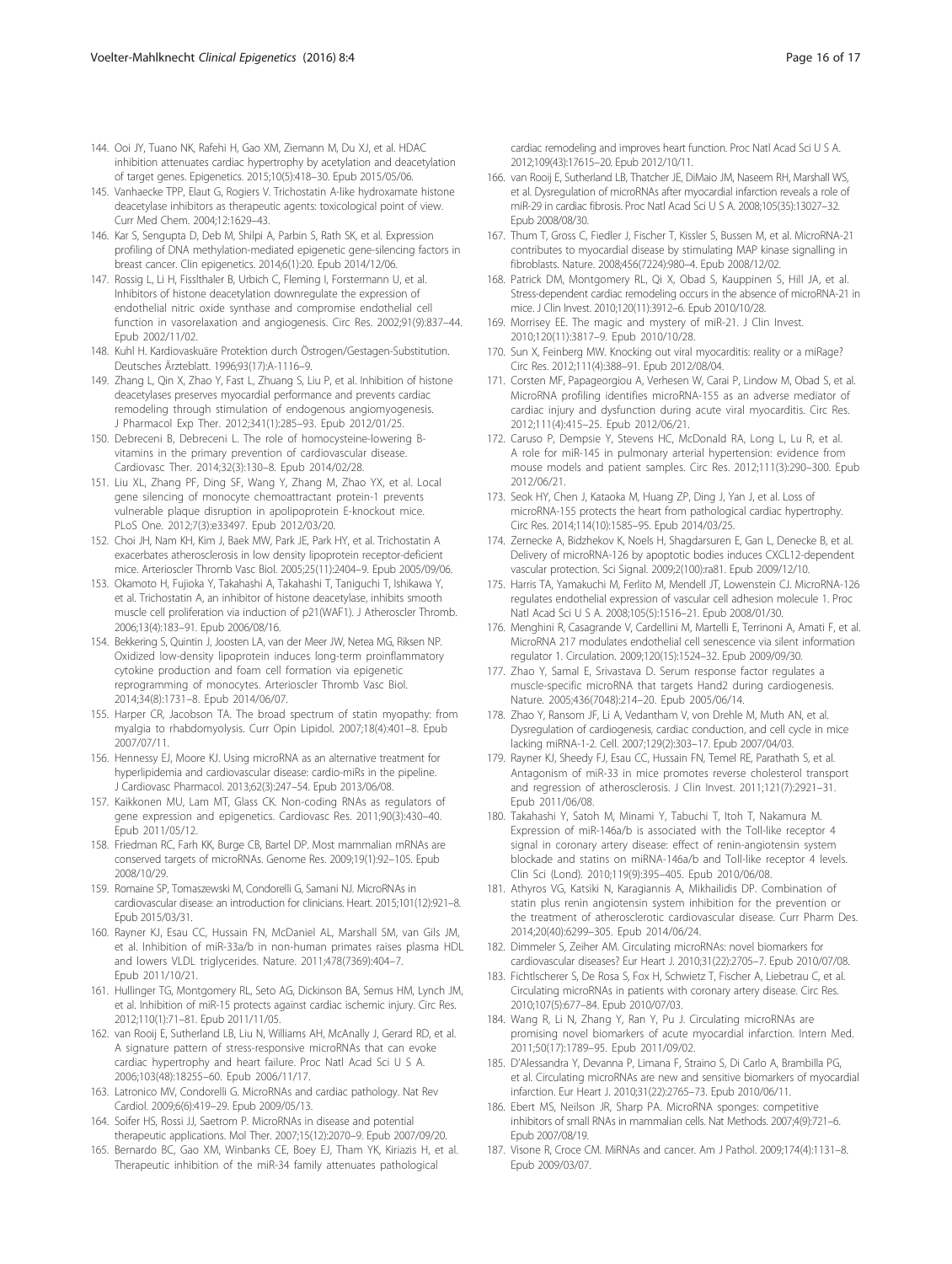144. Ooi JY, Tuano NK, Rafehi H, Gao XM, Ziemann M, Du XJ, et al. HDAC inhibition attenuates cardiac hypertrophy by acetylation and deacetylation of target genes. Epigenetics. 2015;10(5):418–30. Epub 2015/05/06.
145. Vanhaecke TPP, Elaut G, Rogiers V. Trichostatin A-like hydroxamate histone deacetylase inhibitors as therapeutic agents: toxicological point of view. Curr Med Chem. 2004;12:1629–43.
146. Kar S, Sengupta D, Deb M, Shilpi A, Parbin S, Rath SK, et al. Expression profiling of DNA methylation-mediated epigenetic gene-silencing factors in breast cancer. Clin epigenetics. 2014;6(1):20. Epub 2014/12/06.
147. Rossig L, Li H, Fisslthaler B, Urbich C, Fleming I, Forstermann U, et al. Inhibitors of histone deacetylation downregulate the expression of endothelial nitric oxide synthase and compromise endothelial cell function in vasorelaxation and angiogenesis. Circ Res. 2002;91(9):837–44. Epub 2002/11/02.
148. Kuhl H. Kardiovaskuäre Protektion durch Östrogen/Gestagen-Substitution. Deutsches Ärzteblatt. 1996;93(17):A-1116–9.
149. Zhang L, Qin X, Zhao Y, Fast L, Zhuang S, Liu P, et al. Inhibition of histone deacetylases preserves myocardial performance and prevents cardiac remodeling through stimulation of endogenous angiomyogenesis. J Pharmacol Exp Ther. 2012;341(1):285–93. Epub 2012/01/25.
150. Debreceni B, Debreceni L. The role of homocysteine-lowering B-vitamins in the primary prevention of cardiovascular disease. Cardiovasc Ther. 2014;32(3):130–8. Epub 2014/02/28.
151. Liu XL, Zhang PF, Ding SF, Wang Y, Zhang M, Zhao YX, et al. Local gene silencing of monocyte chemoattractant protein-1 prevents vulnerable plaque disruption in apolipoprotein E-knockout mice. PLoS One. 2012;7(3):e33497. Epub 2012/03/20.
152. Choi JH, Nam KH, Kim J, Baek MW, Park JE, Park HY, et al. Trichostatin A exacerbates atherosclerosis in low density lipoprotein receptor-deficient mice. Arterioscler Thromb Vasc Biol. 2005;25(11):2404–9. Epub 2005/09/06.
153. Okamoto H, Fujioka Y, Takahashi A, Takahashi T, Taniguchi T, Ishikawa Y, et al. Trichostatin A, an inhibitor of histone deacetylase, inhibits smooth muscle cell proliferation via induction of p21(WAF1). J Atheroscler Thromb. 2006;13(4):183–91. Epub 2006/08/16.
154. Bekkering S, Quintin J, Joosten LA, van der Meer JW, Netea MG, Riksen NP. Oxidized low-density lipoprotein induces long-term proinflammatory cytokine production and foam cell formation via epigenetic reprogramming of monocytes. Arterioscler Thromb Vasc Biol. 2014;34(8):1731–8. Epub 2014/06/07.
155. Harper CR, Jacobson TA. The broad spectrum of statin myopathy: from myalgia to rhabdomyolysis. Curr Opin Lipidol. 2007;18(4):401–8. Epub 2007/07/11.
156. Hennessy EJ, Moore KJ. Using microRNA as an alternative treatment for hyperlipidemia and cardiovascular disease: cardio-miRs in the pipeline. J Cardiovasc Pharmacol. 2013;62(3):247–54. Epub 2013/06/08.
157. Kaikkonen MU, Lam MT, Glass CK. Non-coding RNAs as regulators of gene expression and epigenetics. Cardiovasc Res. 2011;90(3):430–40. Epub 2011/05/12.
158. Friedman RC, Farh KK, Burge CB, Bartel DP. Most mammalian mRNAs are conserved targets of microRNAs. Genome Res. 2009;19(1):92–105. Epub 2008/10/29.
159. Romaine SP, Tomaszewski M, Condorelli G, Samani NJ. MicroRNAs in cardiovascular disease: an introduction for clinicians. Heart. 2015;101(12):921–8. Epub 2015/03/31.
160. Rayner KJ, Esau CC, Hussain FN, McDaniel AL, Marshall SM, van Gils JM, et al. Inhibition of miR-33a/b in non-human primates raises plasma HDL and lowers VLDL triglycerides. Nature. 2011;478(7369):404–7. Epub 2011/10/21.
161. Hullinger TG, Montgomery RL, Seto AG, Dickinson BA, Semus HM, Lynch JM, et al. Inhibition of miR-15 protects against cardiac ischemic injury. Circ Res. 2012;110(1):71–81. Epub 2011/11/05.
162. van Rooij E, Sutherland LB, Liu N, Williams AH, McAnally J, Gerard RD, et al. A signature pattern of stress-responsive microRNAs that can evoke cardiac hypertrophy and heart failure. Proc Natl Acad Sci U S A. 2006;103(48):18255–60. Epub 2006/11/17.
163. Latronico MV, Condorelli G. MicroRNAs and cardiac pathology. Nat Rev Cardiol. 2009;6(6):419–29. Epub 2009/05/13.
164. Soifer HS, Rossi JJ, Saetrom P. MicroRNAs in disease and potential therapeutic applications. Mol Ther. 2007;15(12):2070–9. Epub 2007/09/20.
165. Bernardo BC, Gao XM, Winbanks CE, Boey EJ, Tham YK, Kiriazis H, et al. Therapeutic inhibition of the miR-34 family attenuates pathological cardiac remodeling and improves heart function. Proc Natl Acad Sci U S A. 2012;109(43):17615–20. Epub 2012/10/11.
166. van Rooij E, Sutherland LB, Thatcher JE, DiMaio JM, Naseem RH, Marshall WS, et al. Dysregulation of microRNAs after myocardial infarction reveals a role of miR-29 in cardiac fibrosis. Proc Natl Acad Sci U S A. 2008;105(35):13027–32. Epub 2008/08/30.
167. Thum T, Gross C, Fiedler J, Fischer T, Kissler S, Bussen M, et al. MicroRNA-21 contributes to myocardial disease by stimulating MAP kinase signalling in fibroblasts. Nature. 2008;456(7224):980–4. Epub 2008/12/02.
168. Patrick DM, Montgomery RL, Qi X, Obad S, Kauppinen S, Hill JA, et al. Stress-dependent cardiac remodeling occurs in the absence of microRNA-21 in mice. J Clin Invest. 2010;120(11):3912–6. Epub 2010/10/28.
169. Morrisey EE. The magic and mystery of miR-21. J Clin Invest. 2010;120(11):3817–9. Epub 2010/10/28.
170. Sun X, Feinberg MW. Knocking out viral myocarditis: reality or a miRage? Circ Res. 2012;111(4):388–91. Epub 2012/08/04.
171. Corsten MF, Papageorgiou A, Verhesen W, Carai P, Lindow M, Obad S, et al. MicroRNA profiling identifies microRNA-155 as an adverse mediator of cardiac injury and dysfunction during acute viral myocarditis. Circ Res. 2012;111(4):415–25. Epub 2012/06/21.
172. Caruso P, Dempsie Y, Stevens HC, McDonald RA, Long L, Lu R, et al. A role for miR-145 in pulmonary arterial hypertension: evidence from mouse models and patient samples. Circ Res. 2012;111(3):290–300. Epub 2012/06/21.
173. Seok HY, Chen J, Kataoka M, Huang ZP, Ding J, Yan J, et al. Loss of microRNA-155 protects the heart from pathological cardiac hypertrophy. Circ Res. 2014;114(10):1585–95. Epub 2014/03/25.
174. Zernecke A, Bidzhekov K, Noels H, Shagdarsuren E, Gan L, Denecke B, et al. Delivery of microRNA-126 by apoptotic bodies induces CXCL12-dependent vascular protection. Sci Signal. 2009;2(100):ra81. Epub 2009/12/10.
175. Harris TA, Yamakuchi M, Ferlito M, Mendell JT, Lowenstein CJ. MicroRNA-126 regulates endothelial expression of vascular cell adhesion molecule 1. Proc Natl Acad Sci U S A. 2008;105(5):1516–21. Epub 2008/01/30.
176. Menghini R, Casagrande V, Cardellini M, Martelli E, Terrinoni A, Amati F, et al. MicroRNA 217 modulates endothelial cell senescence via silent information regulator 1. Circulation. 2009;120(15):1524–32. Epub 2009/09/30.
177. Zhao Y, Samal E, Srivastava D. Serum response factor regulates a muscle-specific microRNA that targets Hand2 during cardiogenesis. Nature. 2005;436(7048):214–20. Epub 2005/06/14.
178. Zhao Y, Ransom JF, Li A, Vedantham V, von Drehle M, Muth AN, et al. Dysregulation of cardiogenesis, cardiac conduction, and cell cycle in mice lacking miRNA-1-2. Cell. 2007;129(2):303–17. Epub 2007/04/03.
179. Rayner KJ, Sheedy FJ, Esau CC, Hussain FN, Temel RE, Parathath S, et al. Antagonism of miR-33 in mice promotes reverse cholesterol transport and regression of atherosclerosis. J Clin Invest. 2011;121(7):2921–31. Epub 2011/06/08.
180. Takahashi Y, Satoh M, Minami Y, Tabuchi T, Itoh T, Nakamura M. Expression of miR-146a/b is associated with the Toll-like receptor 4 signal in coronary artery disease: effect of renin-angiotensin system blockade and statins on miRNA-146a/b and Toll-like receptor 4 levels. Clin Sci (Lond). 2010;119(9):395–405. Epub 2010/06/08.
181. Athyros VG, Katsiki N, Karagiannis A, Mikhailidis DP. Combination of statin plus renin angiotensin system inhibition for the prevention or the treatment of atherosclerotic cardiovascular disease. Curr Pharm Des. 2014;20(40):6299–305. Epub 2014/06/24.
182. Dimmeler S, Zeiher AM. Circulating microRNAs: novel biomarkers for cardiovascular diseases? Eur Heart J. 2010;31(22):2705–7. Epub 2010/07/08.
183. Fichtlscherer S, De Rosa S, Fox H, Schwietz T, Fischer A, Liebetrau C, et al. Circulating microRNAs in patients with coronary artery disease. Circ Res. 2010;107(5):677–84. Epub 2010/07/03.
184. Wang R, Li N, Zhang Y, Ran Y, Pu J. Circulating microRNAs are promising novel biomarkers of acute myocardial infarction. Intern Med. 2011;50(17):1789–95. Epub 2011/09/02.
185. D'Alessandra Y, Devanna P, Limana F, Straino S, Di Carlo A, Brambilla PG, et al. Circulating microRNAs are new and sensitive biomarkers of myocardial infarction. Eur Heart J. 2010;31(22):2765–73. Epub 2010/06/11.
186. Ebert MS, Neilson JR, Sharp PA. MicroRNA sponges: competitive inhibitors of small RNAs in mammalian cells. Nat Methods. 2007;4(9):721–6. Epub 2007/08/19.
187. Visone R, Croce CM. MiRNAs and cancer. Am J Pathol. 2009;174(4):1131–8. Epub 2009/03/07.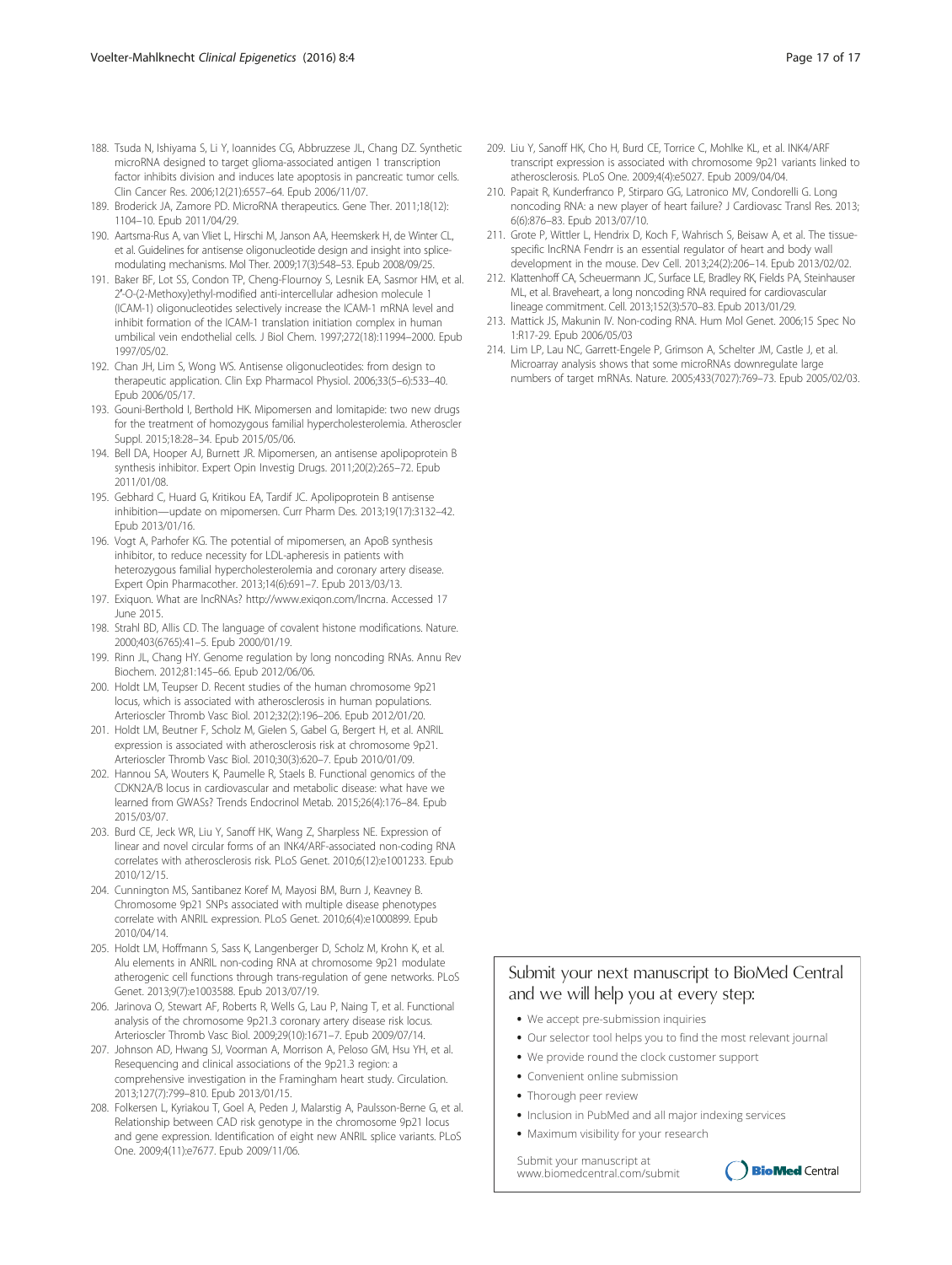188. Tsuda N, Ishiyama S, Li Y, Ioannides CG, Abbruzzese JL, Chang DZ. Synthetic microRNA designed to target glioma-associated antigen 1 transcription factor inhibits division and induces late apoptosis in pancreatic tumor cells. Clin Cancer Res. 2006;12(21):6557–64. Epub 2006/11/07.
189. Broderick JA, Zamore PD. MicroRNA therapeutics. Gene Ther. 2011;18(12): 1104–10. Epub 2011/04/29.
190. Aartsma-Rus A, van Vliet L, Hirschi M, Janson AA, Heemskerk H, de Winter CL, et al. Guidelines for antisense oligonucleotide design and insight into splice-modulating mechanisms. Mol Ther. 2009;17(3):548–53. Epub 2008/09/25.
191. Baker BF, Lot SS, Condon TP, Cheng-Flournoy S, Lesnik EA, Sasmor HM, et al. 2′-O-(2-Methoxy)ethyl-modified anti-intercellular adhesion molecule 1 (ICAM-1) oligonucleotides selectively increase the ICAM-1 mRNA level and inhibit formation of the ICAM-1 translation initiation complex in human umbilical vein endothelial cells. J Biol Chem. 1997;272(18):11994–2000. Epub 1997/05/02.
192. Chan JH, Lim S, Wong WS. Antisense oligonucleotides: from design to therapeutic application. Clin Exp Pharmacol Physiol. 2006;33(5–6):533–40. Epub 2006/05/17.
193. Gouni-Berthold I, Berthold HK. Mipomersen and lomitapide: two new drugs for the treatment of homozygous familial hypercholesterolemia. Atheroscler Suppl. 2015;18:28–34. Epub 2015/05/06.
194. Bell DA, Hooper AJ, Burnett JR. Mipomersen, an antisense apolipoprotein B synthesis inhibitor. Expert Opin Investig Drugs. 2011;20(2):265–72. Epub 2011/01/08.
195. Gebhard C, Huard G, Kritikou EA, Tardif JC. Apolipoprotein B antisense inhibition—update on mipomersen. Curr Pharm Des. 2013;19(17):3132–42. Epub 2013/01/16.
196. Vogt A, Parhofer KG. The potential of mipomersen, an ApoB synthesis inhibitor, to reduce necessity for LDL-apheresis in patients with heterozygous familial hypercholesterolemia and coronary artery disease. Expert Opin Pharmacother. 2013;14(6):691–7. Epub 2013/03/13.
197. Exiquon. What are lncRNAs? http://www.exiqon.com/lncrna. Accessed 17 June 2015.
198. Strahl BD, Allis CD. The language of covalent histone modifications. Nature. 2000;403(6765):41–5. Epub 2000/01/19.
199. Rinn JL, Chang HY. Genome regulation by long noncoding RNAs. Annu Rev Biochem. 2012;81:145–66. Epub 2012/06/06.
200. Holdt LM, Teupser D. Recent studies of the human chromosome 9p21 locus, which is associated with atherosclerosis in human populations. Arterioscler Thromb Vasc Biol. 2012;32(2):196–206. Epub 2012/01/20.
201. Holdt LM, Beutner F, Scholz M, Gielen S, Gabel G, Bergert H, et al. ANRIL expression is associated with atherosclerosis risk at chromosome 9p21. Arterioscler Thromb Vasc Biol. 2010;30(3):620–7. Epub 2010/01/09.
202. Hannou SA, Wouters K, Paumelle R, Staels B. Functional genomics of the CDKN2A/B locus in cardiovascular and metabolic disease: what have we learned from GWASs? Trends Endocrinol Metab. 2015;26(4):176–84. Epub 2015/03/07.
203. Burd CE, Jeck WR, Liu Y, Sanoff HK, Wang Z, Sharpless NE. Expression of linear and novel circular forms of an INK4/ARF-associated non-coding RNA correlates with atherosclerosis risk. PLoS Genet. 2010;6(12):e1001233. Epub 2010/12/15.
204. Cunnington MS, Santibanez Koref M, Mayosi BM, Burn J, Keavney B. Chromosome 9p21 SNPs associated with multiple disease phenotypes correlate with ANRIL expression. PLoS Genet. 2010;6(4):e1000899. Epub 2010/04/14.
205. Holdt LM, Hoffmann S, Sass K, Langenberger D, Scholz M, Krohn K, et al. Alu elements in ANRIL non-coding RNA at chromosome 9p21 modulate atherogenic cell functions through trans-regulation of gene networks. PLoS Genet. 2013;9(7):e1003588. Epub 2013/07/19.
206. Jarinova O, Stewart AF, Roberts R, Wells G, Lau P, Naing T, et al. Functional analysis of the chromosome 9p21.3 coronary artery disease risk locus. Arterioscler Thromb Vasc Biol. 2009;29(10):1671–7. Epub 2009/07/14.
207. Johnson AD, Hwang SJ, Voorman A, Morrison A, Peloso GM, Hsu YH, et al. Resequencing and clinical associations of the 9p21.3 region: a comprehensive investigation in the Framingham heart study. Circulation. 2013;127(7):799–810. Epub 2013/01/15.
208. Folkersen L, Kyriakou T, Goel A, Peden J, Malarstig A, Paulsson-Berne G, et al. Relationship between CAD risk genotype in the chromosome 9p21 locus and gene expression. Identification of eight new ANRIL splice variants. PLoS One. 2009;4(11):e7677. Epub 2009/11/06.
209. Liu Y, Sanoff HK, Cho H, Burd CE, Torrice C, Mohlke KL, et al. INK4/ARF transcript expression is associated with chromosome 9p21 variants linked to atherosclerosis. PLoS One. 2009;4(4):e5027. Epub 2009/04/04.
210. Papait R, Kunderfranco P, Stirparo GG, Latronico MV, Condorelli G. Long noncoding RNA: a new player of heart failure? J Cardiovasc Transl Res. 2013; 6(6):876–83. Epub 2013/07/10.
211. Grote P, Wittler L, Hendrix D, Koch F, Wahrisch S, Beisaw A, et al. The tissue-specific lncRNA Fendrr is an essential regulator of heart and body wall development in the mouse. Dev Cell. 2013;24(2):206–14. Epub 2013/02/02.
212. Klattenhoff CA, Scheuermann JC, Surface LE, Bradley RK, Fields PA, Steinhauser ML, et al. Braveheart, a long noncoding RNA required for cardiovascular lineage commitment. Cell. 2013;152(3):570–83. Epub 2013/01/29.
213. Mattick JS, Makunin IV. Non-coding RNA. Hum Mol Genet. 2006;15 Spec No 1:R17-29. Epub 2006/05/03
214. Lim LP, Lau NC, Garrett-Engele P, Grimson A, Schelter JM, Castle J, et al. Microarray analysis shows that some microRNAs downregulate large numbers of target mRNAs. Nature. 2005;433(7027):769–73. Epub 2005/02/03.

Submit your next manuscript to BioMed Central and we will help you at every step:

- We accept pre-submission inquiries
- Our selector tool helps you to find the most relevant journal
- We provide round the clock customer support
- Convenient online submission
- Thorough peer review
- Inclusion in PubMed and all major indexing services
- Maximum visibility for your research

Submit your manuscript at www.biomedcentral.com/submit

BioMed Central